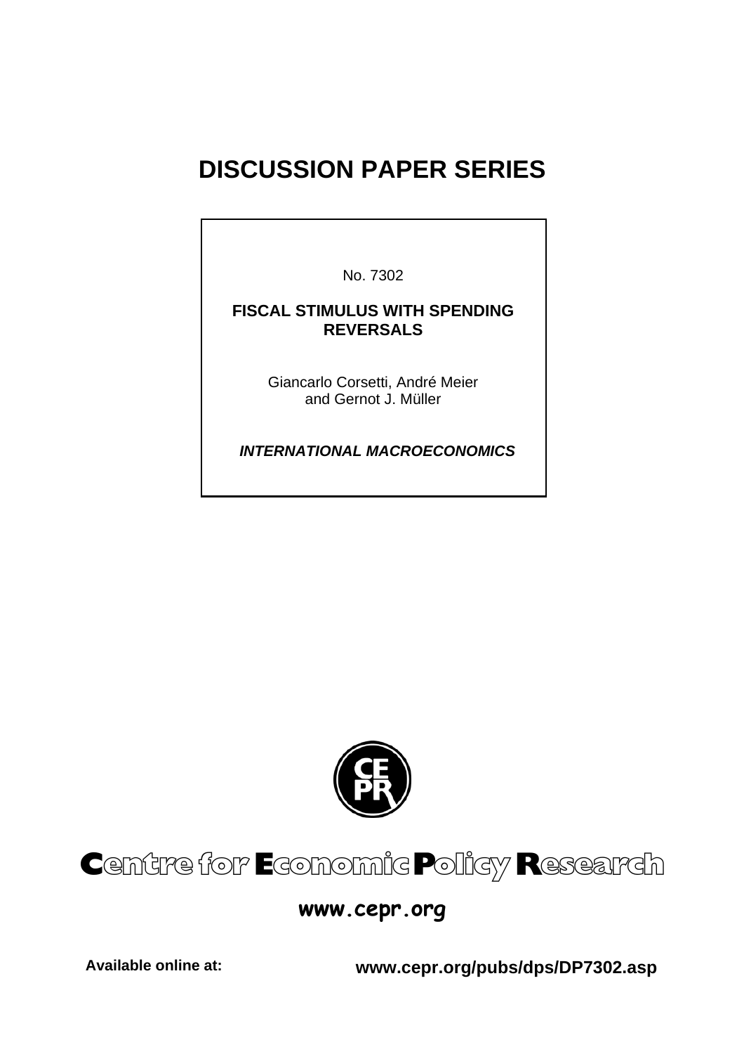# DISCUSSION PAPER SERIES

No. 7302

**FISCAL STIMULUS WITH SPENDING REVERSALS**

Giancarlo Corsetti, André Meier and Gernot J. Müller

***INTERNATIONAL MACROECONOMICS***

**Centre for Economic Policy Research**

**www.cepr.org**

**Available online at:** **www.cepr.org/pubs/dps/DP7302.asp**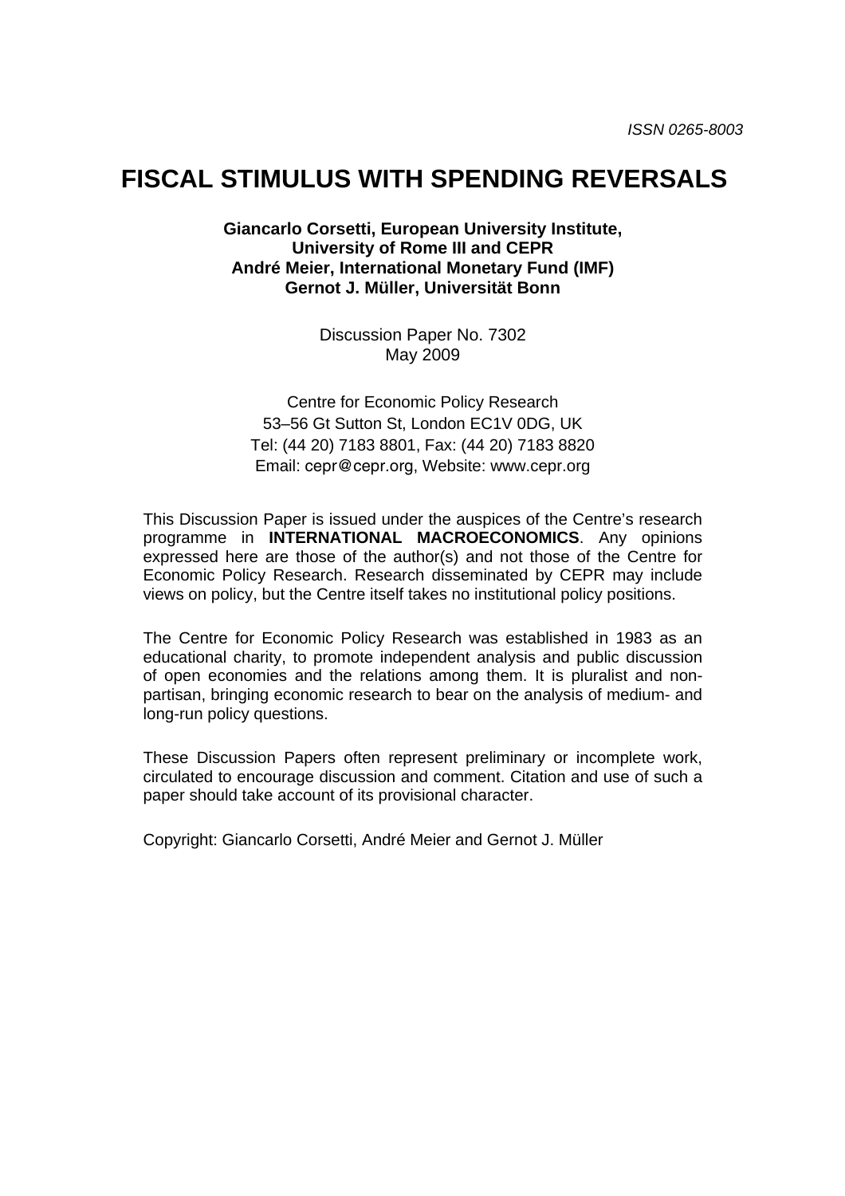ISSN 0265-8003

# FISCAL STIMULUS WITH SPENDING REVERSALS

**Giancarlo Corsetti, European University Institute, University of Rome III and CEPR**
**André Meier, International Monetary Fund (IMF)**
**Gernot J. Müller, Universität Bonn**

Discussion Paper No. 7302
May 2009

Centre for Economic Policy Research
53–56 Gt Sutton St, London EC1V 0DG, UK
Tel: (44 20) 7183 8801, Fax: (44 20) 7183 8820
Email: cepr@cepr.org, Website: www.cepr.org

This Discussion Paper is issued under the auspices of the Centre's research programme in **INTERNATIONAL MACROECONOMICS**. Any opinions expressed here are those of the author(s) and not those of the Centre for Economic Policy Research. Research disseminated by CEPR may include views on policy, but the Centre itself takes no institutional policy positions.

The Centre for Economic Policy Research was established in 1983 as an educational charity, to promote independent analysis and public discussion of open economies and the relations among them. It is pluralist and non-partisan, bringing economic research to bear on the analysis of medium- and long-run policy questions.

These Discussion Papers often represent preliminary or incomplete work, circulated to encourage discussion and comment. Citation and use of such a paper should take account of its provisional character.

Copyright: Giancarlo Corsetti, André Meier and Gernot J. Müller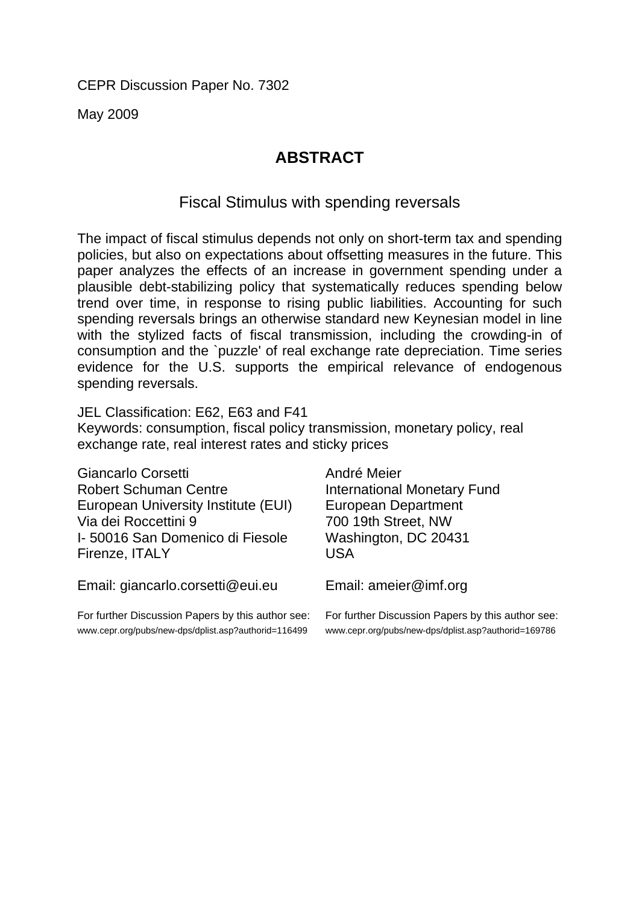CEPR Discussion Paper No. 7302

May 2009

## ABSTRACT

### Fiscal Stimulus with spending reversals

The impact of fiscal stimulus depends not only on short-term tax and spending policies, but also on expectations about offsetting measures in the future. This paper analyzes the effects of an increase in government spending under a plausible debt-stabilizing policy that systematically reduces spending below trend over time, in response to rising public liabilities. Accounting for such spending reversals brings an otherwise standard new Keynesian model in line with the stylized facts of fiscal transmission, including the crowding-in of consumption and the `puzzle' of real exchange rate depreciation. Time series evidence for the U.S. supports the empirical relevance of endogenous spending reversals.

JEL Classification: E62, E63 and F41
Keywords: consumption, fiscal policy transmission, monetary policy, real exchange rate, real interest rates and sticky prices

Giancarlo Corsetti
Robert Schuman Centre
European University Institute (EUI)
Via dei Roccettini 9
I- 50016 San Domenico di Fiesole
Firenze, ITALY

Email: giancarlo.corsetti@eui.eu

For further Discussion Papers by this author see:
www.cepr.org/pubs/new-dps/dplist.asp?authorid=116499

André Meier
International Monetary Fund
European Department
700 19th Street, NW
Washington, DC 20431
USA

Email: ameier@imf.org

For further Discussion Papers by this author see:
www.cepr.org/pubs/new-dps/dplist.asp?authorid=169786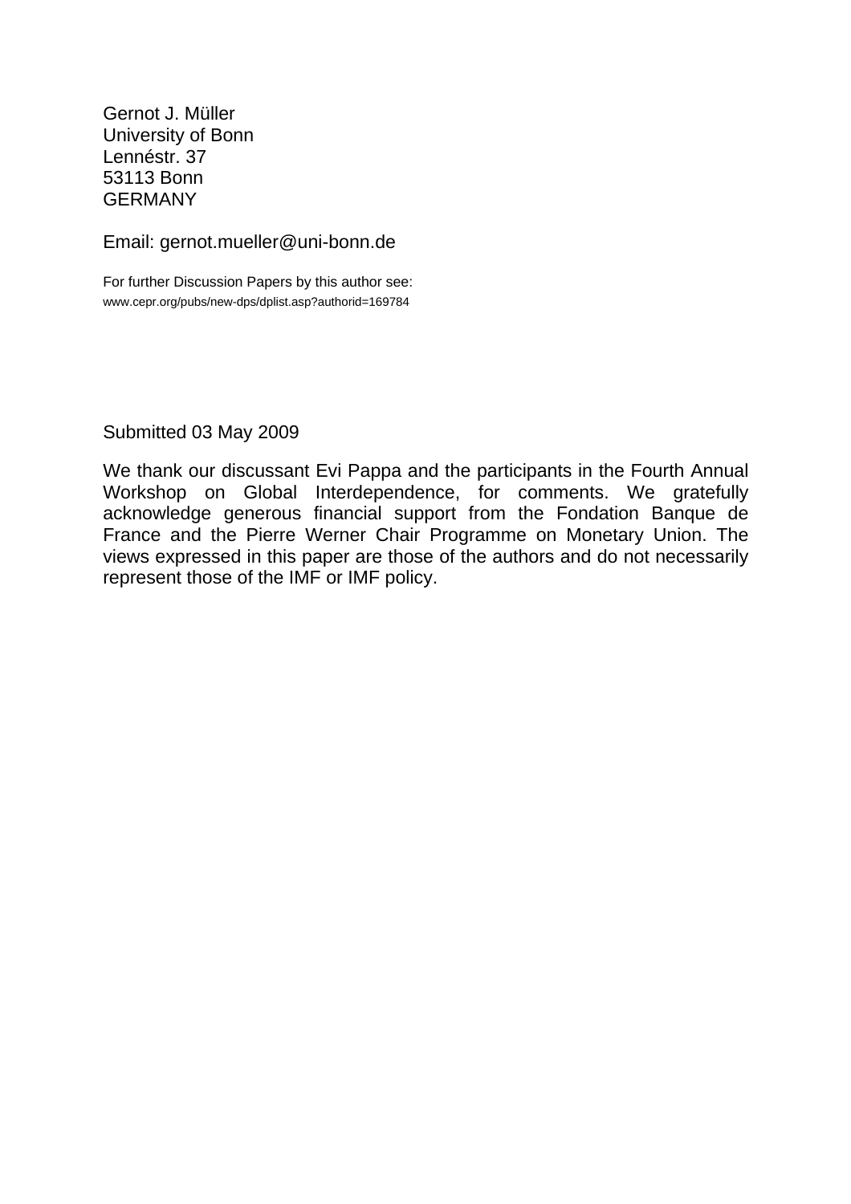Gernot J. Müller
University of Bonn
Lennéstr. 37
53113 Bonn
GERMANY

Email: gernot.mueller@uni-bonn.de

For further Discussion Papers by this author see:
www.cepr.org/pubs/new-dps/dplist.asp?authorid=169784

Submitted 03 May 2009

We thank our discussant Evi Pappa and the participants in the Fourth Annual Workshop on Global Interdependence, for comments. We gratefully acknowledge generous financial support from the Fondation Banque de France and the Pierre Werner Chair Programme on Monetary Union. The views expressed in this paper are those of the authors and do not necessarily represent those of the IMF or IMF policy.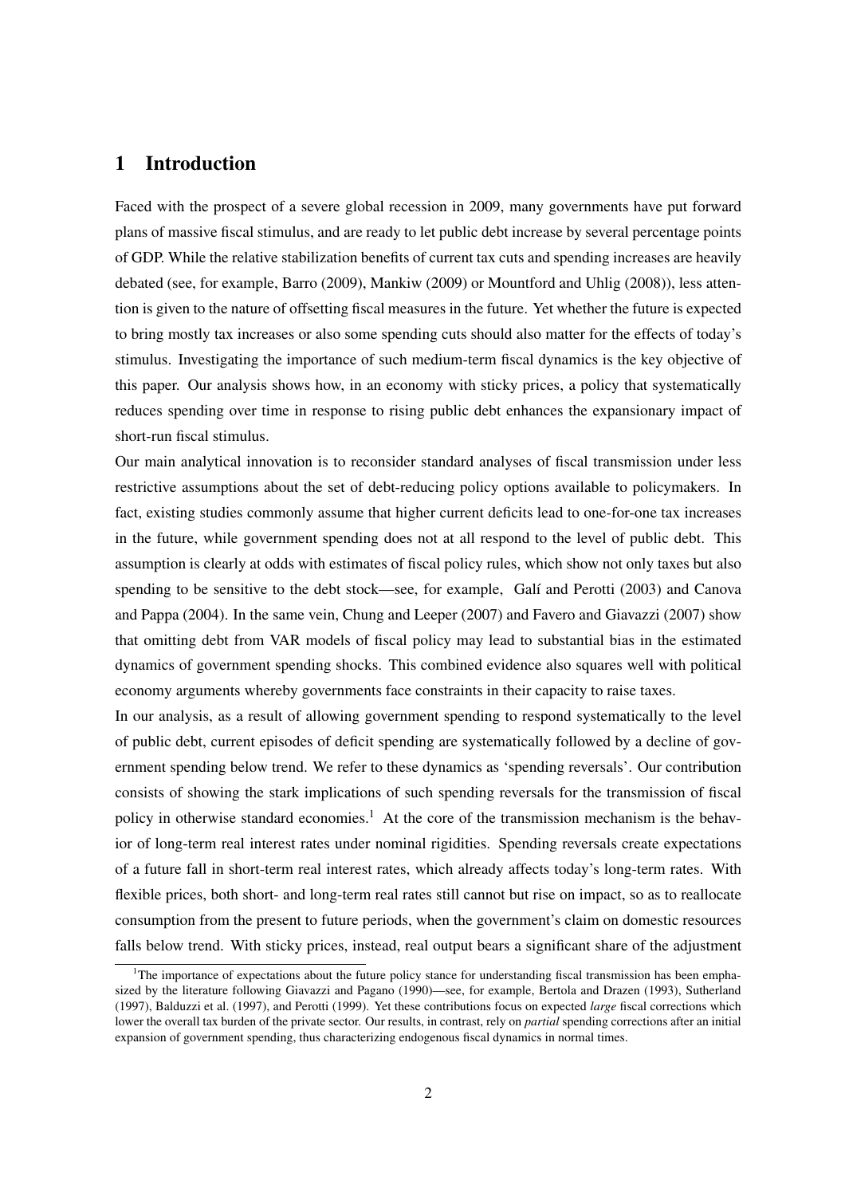# 1 Introduction

Faced with the prospect of a severe global recession in 2009, many governments have put forward plans of massive fiscal stimulus, and are ready to let public debt increase by several percentage points of GDP. While the relative stabilization benefits of current tax cuts and spending increases are heavily debated (see, for example, Barro (2009), Mankiw (2009) or Mountford and Uhlig (2008)), less attention is given to the nature of offsetting fiscal measures in the future. Yet whether the future is expected to bring mostly tax increases or also some spending cuts should also matter for the effects of today's stimulus. Investigating the importance of such medium-term fiscal dynamics is the key objective of this paper. Our analysis shows how, in an economy with sticky prices, a policy that systematically reduces spending over time in response to rising public debt enhances the expansionary impact of short-run fiscal stimulus.

Our main analytical innovation is to reconsider standard analyses of fiscal transmission under less restrictive assumptions about the set of debt-reducing policy options available to policymakers. In fact, existing studies commonly assume that higher current deficits lead to one-for-one tax increases in the future, while government spending does not at all respond to the level of public debt. This assumption is clearly at odds with estimates of fiscal policy rules, which show not only taxes but also spending to be sensitive to the debt stock—see, for example, Galí and Perotti (2003) and Canova and Pappa (2004). In the same vein, Chung and Leeper (2007) and Favero and Giavazzi (2007) show that omitting debt from VAR models of fiscal policy may lead to substantial bias in the estimated dynamics of government spending shocks. This combined evidence also squares well with political economy arguments whereby governments face constraints in their capacity to raise taxes.

In our analysis, as a result of allowing government spending to respond systematically to the level of public debt, current episodes of deficit spending are systematically followed by a decline of government spending below trend. We refer to these dynamics as 'spending reversals'. Our contribution consists of showing the stark implications of such spending reversals for the transmission of fiscal policy in otherwise standard economies.[1] At the core of the transmission mechanism is the behavior of long-term real interest rates under nominal rigidities. Spending reversals create expectations of a future fall in short-term real interest rates, which already affects today's long-term rates. With flexible prices, both short- and long-term real rates still cannot but rise on impact, so as to reallocate consumption from the present to future periods, when the government's claim on domestic resources falls below trend. With sticky prices, instead, real output bears a significant share of the adjustment

[1] The importance of expectations about the future policy stance for understanding fiscal transmission has been emphasized by the literature following Giavazzi and Pagano (1990)—see, for example, Bertola and Drazen (1993), Sutherland (1997), Balduzzi et al. (1997), and Perotti (1999). Yet these contributions focus on expected *large* fiscal corrections which lower the overall tax burden of the private sector. Our results, in contrast, rely on *partial* spending corrections after an initial expansion of government spending, thus characterizing endogenous fiscal dynamics in normal times.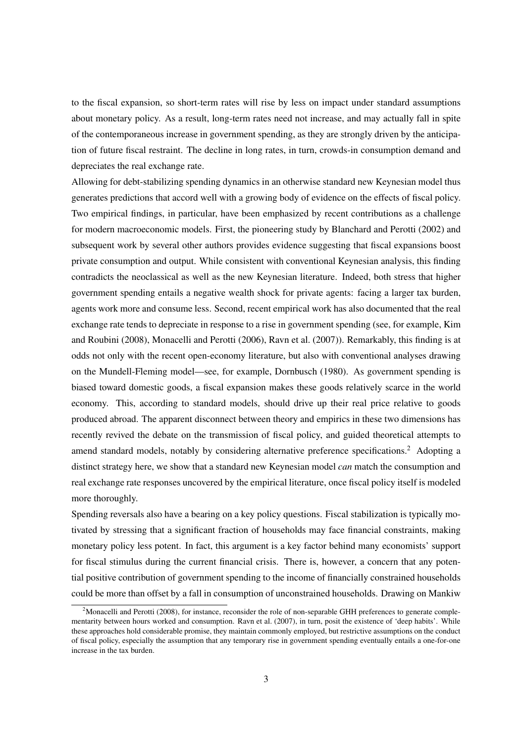to the fiscal expansion, so short-term rates will rise by less on impact under standard assumptions about monetary policy. As a result, long-term rates need not increase, and may actually fall in spite of the contemporaneous increase in government spending, as they are strongly driven by the anticipation of future fiscal restraint. The decline in long rates, in turn, crowds-in consumption demand and depreciates the real exchange rate.

Allowing for debt-stabilizing spending dynamics in an otherwise standard new Keynesian model thus generates predictions that accord well with a growing body of evidence on the effects of fiscal policy. Two empirical findings, in particular, have been emphasized by recent contributions as a challenge for modern macroeconomic models. First, the pioneering study by Blanchard and Perotti (2002) and subsequent work by several other authors provides evidence suggesting that fiscal expansions boost private consumption and output. While consistent with conventional Keynesian analysis, this finding contradicts the neoclassical as well as the new Keynesian literature. Indeed, both stress that higher government spending entails a negative wealth shock for private agents: facing a larger tax burden, agents work more and consume less. Second, recent empirical work has also documented that the real exchange rate tends to depreciate in response to a rise in government spending (see, for example, Kim and Roubini (2008), Monacelli and Perotti (2006), Ravn et al. (2007)). Remarkably, this finding is at odds not only with the recent open-economy literature, but also with conventional analyses drawing on the Mundell-Fleming model—see, for example, Dornbusch (1980). As government spending is biased toward domestic goods, a fiscal expansion makes these goods relatively scarce in the world economy. This, according to standard models, should drive up their real price relative to goods produced abroad. The apparent disconnect between theory and empirics in these two dimensions has recently revived the debate on the transmission of fiscal policy, and guided theoretical attempts to amend standard models, notably by considering alternative preference specifications.[2] Adopting a distinct strategy here, we show that a standard new Keynesian model *can* match the consumption and real exchange rate responses uncovered by the empirical literature, once fiscal policy itself is modeled more thoroughly.

Spending reversals also have a bearing on a key policy questions. Fiscal stabilization is typically motivated by stressing that a significant fraction of households may face financial constraints, making monetary policy less potent. In fact, this argument is a key factor behind many economists' support for fiscal stimulus during the current financial crisis. There is, however, a concern that any potential positive contribution of government spending to the income of financially constrained households could be more than offset by a fall in consumption of unconstrained households. Drawing on Mankiw

[2]Monacelli and Perotti (2008), for instance, reconsider the role of non-separable GHH preferences to generate complementarity between hours worked and consumption. Ravn et al. (2007), in turn, posit the existence of 'deep habits'. While these approaches hold considerable promise, they maintain commonly employed, but restrictive assumptions on the conduct of fiscal policy, especially the assumption that any temporary rise in government spending eventually entails a one-for-one increase in the tax burden.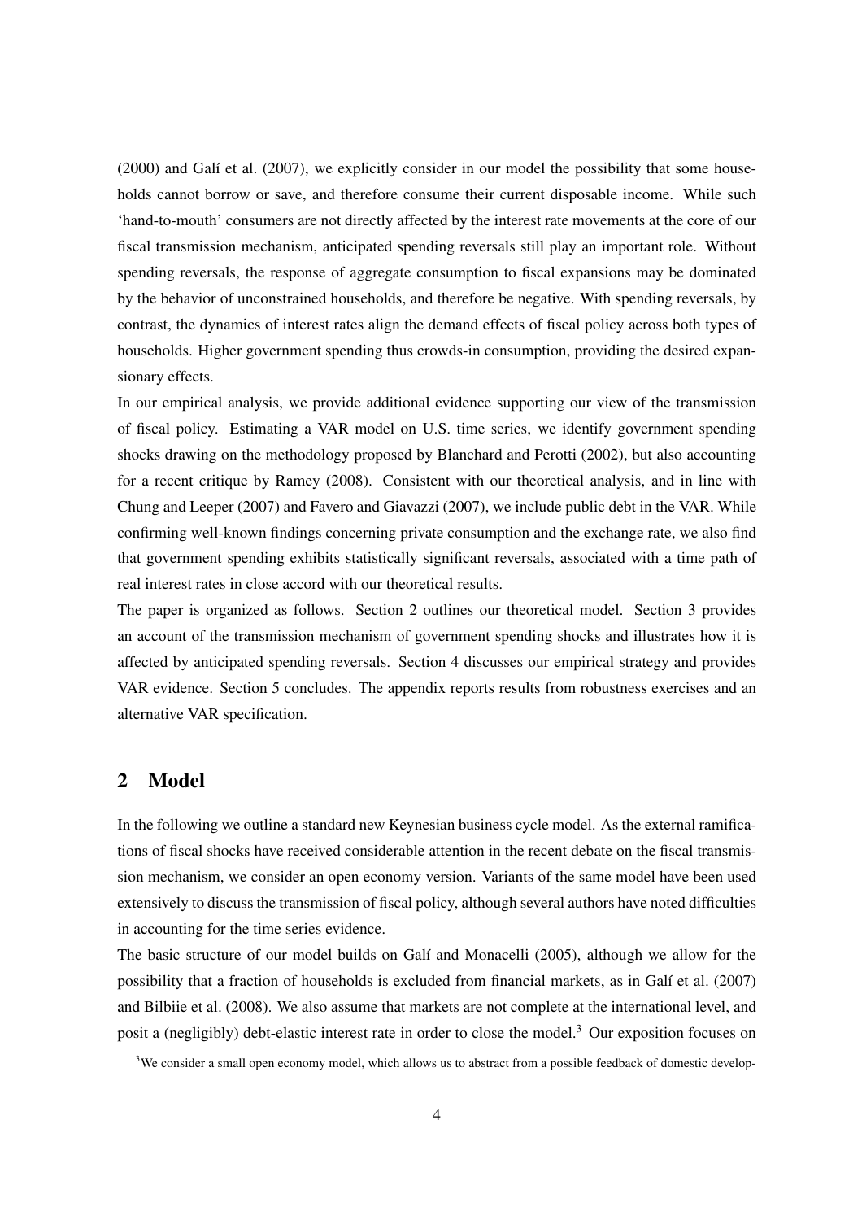(2000) and Galí et al. (2007), we explicitly consider in our model the possibility that some households cannot borrow or save, and therefore consume their current disposable income. While such 'hand-to-mouth' consumers are not directly affected by the interest rate movements at the core of our fiscal transmission mechanism, anticipated spending reversals still play an important role. Without spending reversals, the response of aggregate consumption to fiscal expansions may be dominated by the behavior of unconstrained households, and therefore be negative. With spending reversals, by contrast, the dynamics of interest rates align the demand effects of fiscal policy across both types of households. Higher government spending thus crowds-in consumption, providing the desired expansionary effects.

In our empirical analysis, we provide additional evidence supporting our view of the transmission of fiscal policy. Estimating a VAR model on U.S. time series, we identify government spending shocks drawing on the methodology proposed by Blanchard and Perotti (2002), but also accounting for a recent critique by Ramey (2008). Consistent with our theoretical analysis, and in line with Chung and Leeper (2007) and Favero and Giavazzi (2007), we include public debt in the VAR. While confirming well-known findings concerning private consumption and the exchange rate, we also find that government spending exhibits statistically significant reversals, associated with a time path of real interest rates in close accord with our theoretical results.

The paper is organized as follows. Section 2 outlines our theoretical model. Section 3 provides an account of the transmission mechanism of government spending shocks and illustrates how it is affected by anticipated spending reversals. Section 4 discusses our empirical strategy and provides VAR evidence. Section 5 concludes. The appendix reports results from robustness exercises and an alternative VAR specification.

## 2 Model

In the following we outline a standard new Keynesian business cycle model. As the external ramifications of fiscal shocks have received considerable attention in the recent debate on the fiscal transmission mechanism, we consider an open economy version. Variants of the same model have been used extensively to discuss the transmission of fiscal policy, although several authors have noted difficulties in accounting for the time series evidence.

The basic structure of our model builds on Galí and Monacelli (2005), although we allow for the possibility that a fraction of households is excluded from financial markets, as in Galí et al. (2007) and Bilbiie et al. (2008). We also assume that markets are not complete at the international level, and posit a (negligibly) debt-elastic interest rate in order to close the model.[3] Our exposition focuses on

[3]We consider a small open economy model, which allows us to abstract from a possible feedback of domestic develop-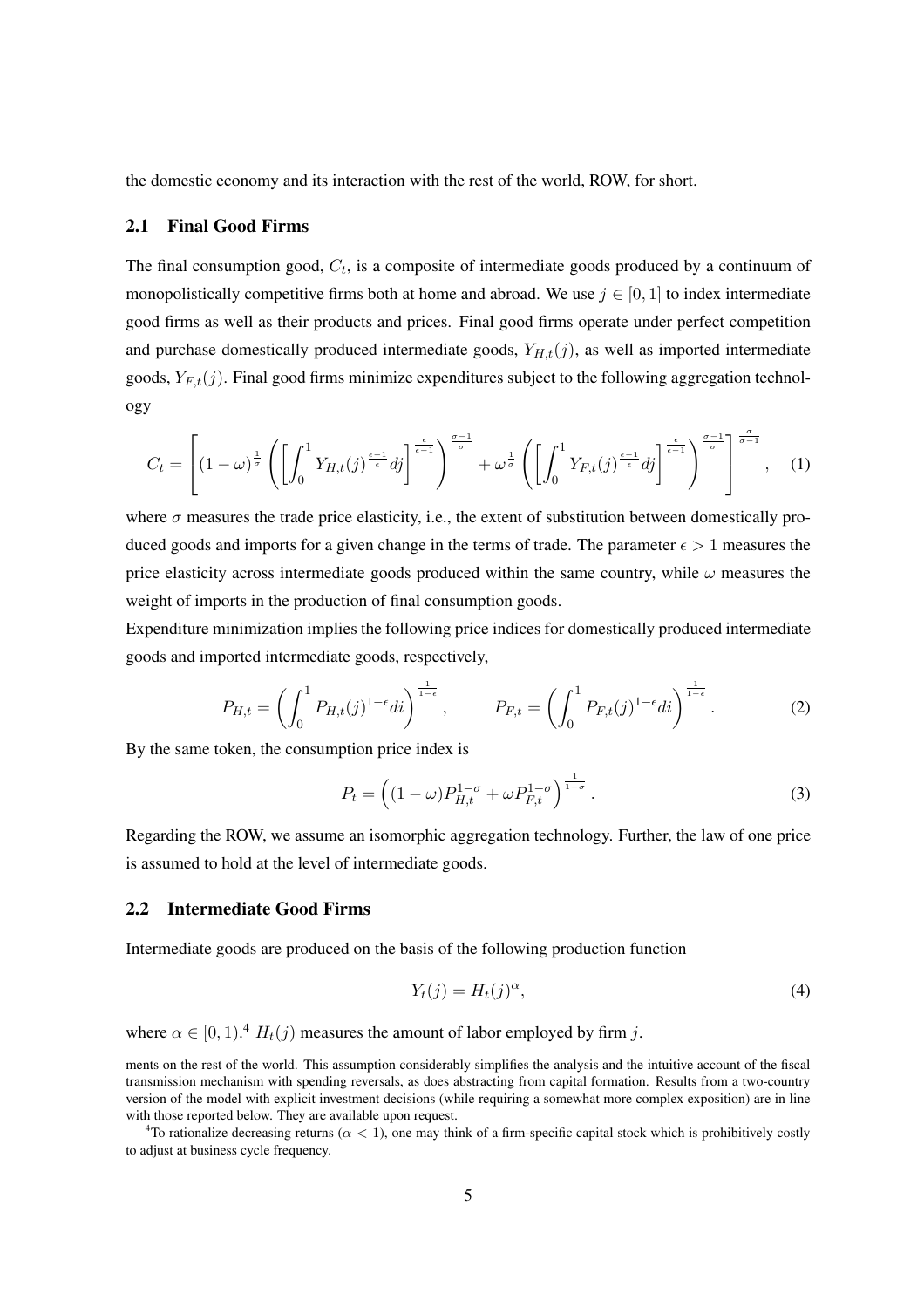the domestic economy and its interaction with the rest of the world, ROW, for short.

## 2.1 Final Good Firms

The final consumption good, $C_t$, is a composite of intermediate goods produced by a continuum of monopolistically competitive firms both at home and abroad. We use $j \in [0,1]$ to index intermediate good firms as well as their products and prices. Final good firms operate under perfect competition and purchase domestically produced intermediate goods, $Y_{H,t}(j)$, as well as imported intermediate goods, $Y_{F,t}(j)$. Final good firms minimize expenditures subject to the following aggregation technology

$$C_t = \left[ (1-\omega)^{\frac{1}{\sigma}} \left( \left[ \int_0^1 Y_{H,t}(j)^{\frac{\epsilon-1}{\epsilon}} dj \right]^{\frac{\epsilon}{\epsilon-1}} \right)^{\frac{\sigma-1}{\sigma}} + \omega^{\frac{1}{\sigma}} \left( \left[ \int_0^1 Y_{F,t}(j)^{\frac{\epsilon-1}{\epsilon}} dj \right]^{\frac{\epsilon}{\epsilon-1}} \right)^{\frac{\sigma-1}{\sigma}} \right]^{\frac{\sigma}{\sigma-1}}, \quad (1)$$

where $\sigma$ measures the trade price elasticity, i.e., the extent of substitution between domestically produced goods and imports for a given change in the terms of trade. The parameter $\epsilon > 1$ measures the price elasticity across intermediate goods produced within the same country, while $\omega$ measures the weight of imports in the production of final consumption goods.

Expenditure minimization implies the following price indices for domestically produced intermediate goods and imported intermediate goods, respectively,

$$P_{H,t} = \left( \int_0^1 P_{H,t}(j)^{1-\epsilon} di \right)^{\frac{1}{1-\epsilon}}, \qquad P_{F,t} = \left( \int_0^1 P_{F,t}(j)^{1-\epsilon} di \right)^{\frac{1}{1-\epsilon}}. \quad (2)$$

By the same token, the consumption price index is

$$P_t = \left( (1-\omega) P_{H,t}^{1-\sigma} + \omega P_{F,t}^{1-\sigma} \right)^{\frac{1}{1-\sigma}}. \quad (3)$$

Regarding the ROW, we assume an isomorphic aggregation technology. Further, the law of one price is assumed to hold at the level of intermediate goods.

## 2.2 Intermediate Good Firms

Intermediate goods are produced on the basis of the following production function

$$Y_t(j) = H_t(j)^{\alpha}, \quad (4)$$

where $\alpha \in [0,1)$.[4] $H_t(j)$ measures the amount of labor employed by firm $j$.

ments on the rest of the world. This assumption considerably simplifies the analysis and the intuitive account of the fiscal transmission mechanism with spending reversals, as does abstracting from capital formation. Results from a two-country version of the model with explicit investment decisions (while requiring a somewhat more complex exposition) are in line with those reported below. They are available upon request.

[4] To rationalize decreasing returns ($\alpha < 1$), one may think of a firm-specific capital stock which is prohibitively costly to adjust at business cycle frequency.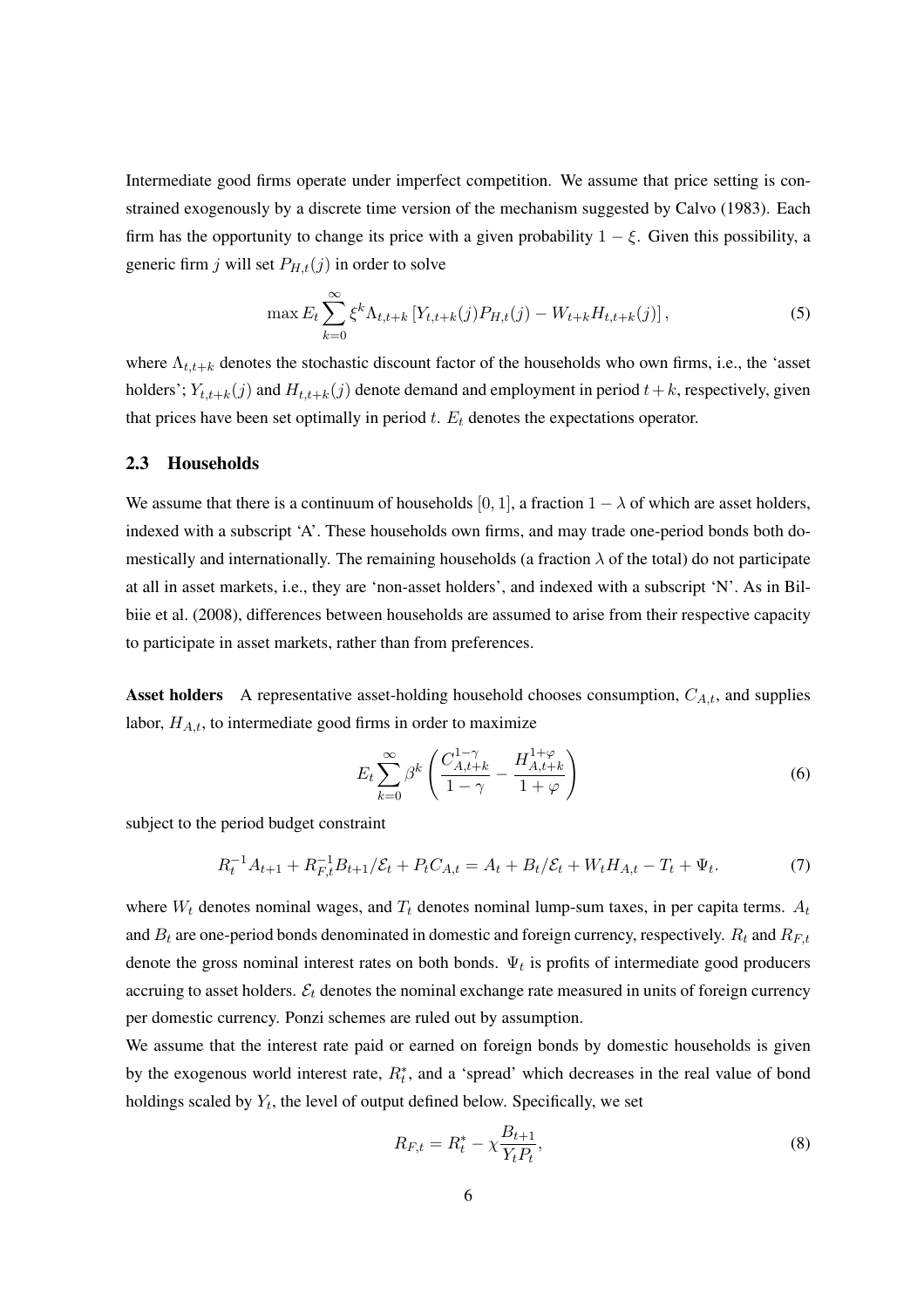Intermediate good firms operate under imperfect competition. We assume that price setting is constrained exogenously by a discrete time version of the mechanism suggested by Calvo (1983). Each firm has the opportunity to change its price with a given probability $1-\xi$. Given this possibility, a generic firm $j$ will set $P_{H,t}(j)$ in order to solve

$$\max E_t \sum_{k=0}^{\infty} \xi^k \Lambda_{t,t+k} \left[ Y_{t,t+k}(j) P_{H,t}(j) - W_{t+k} H_{t,t+k}(j) \right], \tag{5}$$

where $\Lambda_{t,t+k}$ denotes the stochastic discount factor of the households who own firms, i.e., the 'asset holders'; $Y_{t,t+k}(j)$ and $H_{t,t+k}(j)$ denote demand and employment in period $t+k$, respectively, given that prices have been set optimally in period $t$. $E_t$ denotes the expectations operator.

### 2.3 Households

We assume that there is a continuum of households $[0,1]$, a fraction $1-\lambda$ of which are asset holders, indexed with a subscript 'A'. These households own firms, and may trade one-period bonds both domestically and internationally. The remaining households (a fraction $\lambda$ of the total) do not participate at all in asset markets, i.e., they are 'non-asset holders', and indexed with a subscript 'N'. As in Bilbiie et al. (2008), differences between households are assumed to arise from their respective capacity to participate in asset markets, rather than from preferences.

**Asset holders** A representative asset-holding household chooses consumption, $C_{A,t}$, and supplies labor, $H_{A,t}$, to intermediate good firms in order to maximize

$$E_t \sum_{k=0}^{\infty} \beta^k \left( \frac{C_{A,t+k}^{1-\gamma}}{1-\gamma} - \frac{H_{A,t+k}^{1+\varphi}}{1+\varphi} \right) \tag{6}$$

subject to the period budget constraint

$$R_t^{-1} A_{t+1} + R_{F,t}^{-1} B_{t+1}/\mathcal{E}_t + P_t C_{A,t} = A_t + B_t/\mathcal{E}_t + W_t H_{A,t} - T_t + \Psi_t. \tag{7}$$

where $W_t$ denotes nominal wages, and $T_t$ denotes nominal lump-sum taxes, in per capita terms. $A_t$ and $B_t$ are one-period bonds denominated in domestic and foreign currency, respectively. $R_t$ and $R_{F,t}$ denote the gross nominal interest rates on both bonds. $\Psi_t$ is profits of intermediate good producers accruing to asset holders. $\mathcal{E}_t$ denotes the nominal exchange rate measured in units of foreign currency per domestic currency. Ponzi schemes are ruled out by assumption.

We assume that the interest rate paid or earned on foreign bonds by domestic households is given by the exogenous world interest rate, $R_t^*$, and a 'spread' which decreases in the real value of bond holdings scaled by $Y_t$, the level of output defined below. Specifically, we set

$$R_{F,t} = R_t^* - \chi \frac{B_{t+1}}{Y_t P_t}, \tag{8}$$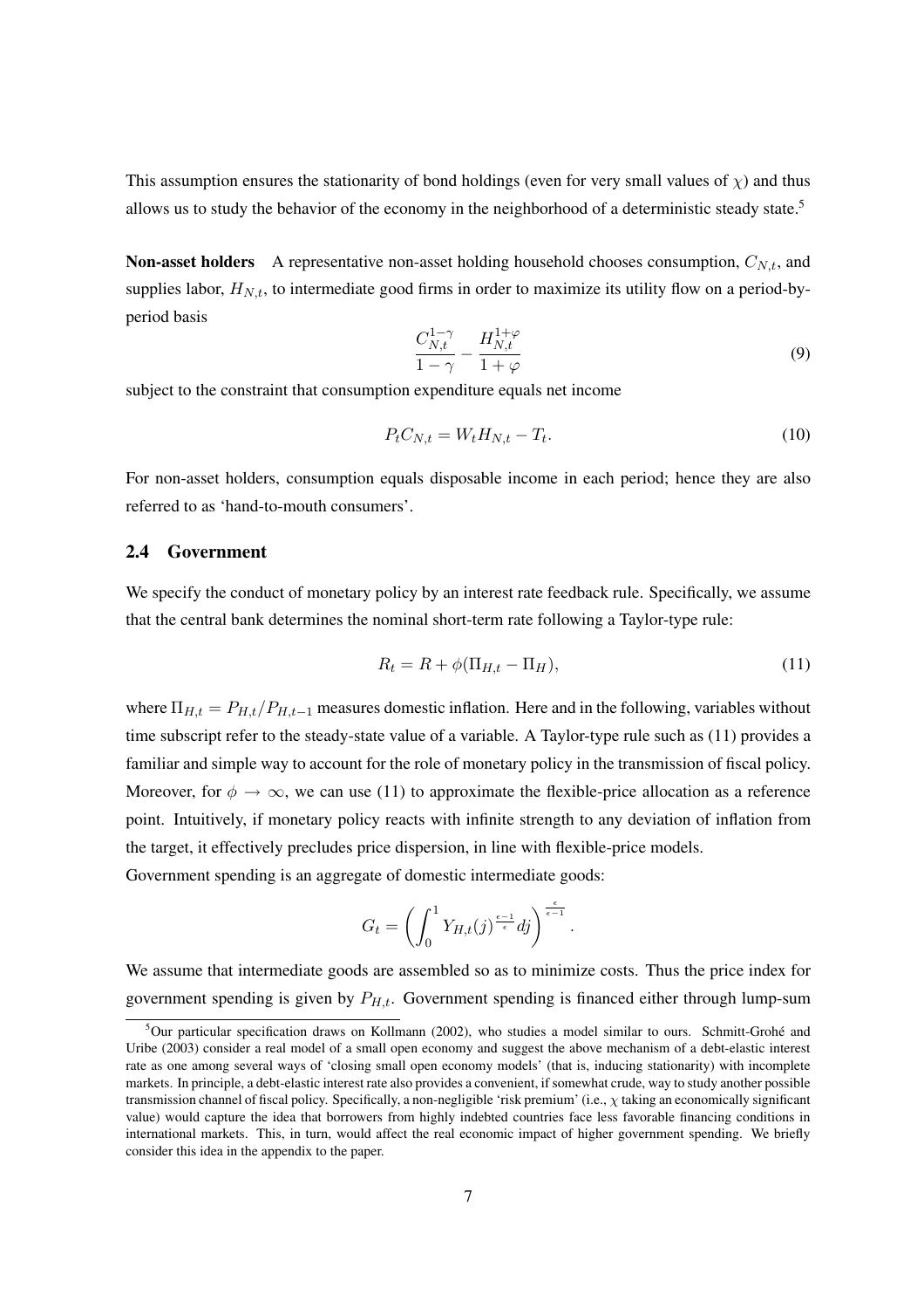This assumption ensures the stationarity of bond holdings (even for very small values of $\chi$) and thus allows us to study the behavior of the economy in the neighborhood of a deterministic steady state.[5]

**Non-asset holders** A representative non-asset holding household chooses consumption, $C_{N,t}$, and supplies labor, $H_{N,t}$, to intermediate good firms in order to maximize its utility flow on a period-by-period basis

$$\frac{C_{N,t}^{1-\gamma}}{1-\gamma} - \frac{H_{N,t}^{1+\varphi}}{1+\varphi} \tag{9}$$

subject to the constraint that consumption expenditure equals net income

$$P_t C_{N,t} = W_t H_{N,t} - T_t. \tag{10}$$

For non-asset holders, consumption equals disposable income in each period; hence they are also referred to as 'hand-to-mouth consumers'.

### 2.4 Government

We specify the conduct of monetary policy by an interest rate feedback rule. Specifically, we assume that the central bank determines the nominal short-term rate following a Taylor-type rule:

$$R_t = R + \phi(\Pi_{H,t} - \Pi_H), \tag{11}$$

where $\Pi_{H,t} = P_{H,t}/P_{H,t-1}$ measures domestic inflation. Here and in the following, variables without time subscript refer to the steady-state value of a variable. A Taylor-type rule such as (11) provides a familiar and simple way to account for the role of monetary policy in the transmission of fiscal policy. Moreover, for $\phi \to \infty$, we can use (11) to approximate the flexible-price allocation as a reference point. Intuitively, if monetary policy reacts with infinite strength to any deviation of inflation from the target, it effectively precludes price dispersion, in line with flexible-price models.

Government spending is an aggregate of domestic intermediate goods:

$$G_t = \left( \int_0^1 Y_{H,t}(j)^{\frac{\epsilon-1}{\epsilon}} dj \right)^{\frac{\epsilon}{\epsilon-1}}.$$

We assume that intermediate goods are assembled so as to minimize costs. Thus the price index for government spending is given by $P_{H,t}$. Government spending is financed either through lump-sum

[5] Our particular specification draws on Kollmann (2002), who studies a model similar to ours. Schmitt-Grohé and Uribe (2003) consider a real model of a small open economy and suggest the above mechanism of a debt-elastic interest rate as one among several ways of 'closing small open economy models' (that is, inducing stationarity) with incomplete markets. In principle, a debt-elastic interest rate also provides a convenient, if somewhat crude, way to study another possible transmission channel of fiscal policy. Specifically, a non-negligible 'risk premium' (i.e., $\chi$ taking an economically significant value) would capture the idea that borrowers from highly indebted countries face less favorable financing conditions in international markets. This, in turn, would affect the real economic impact of higher government spending. We briefly consider this idea in the appendix to the paper.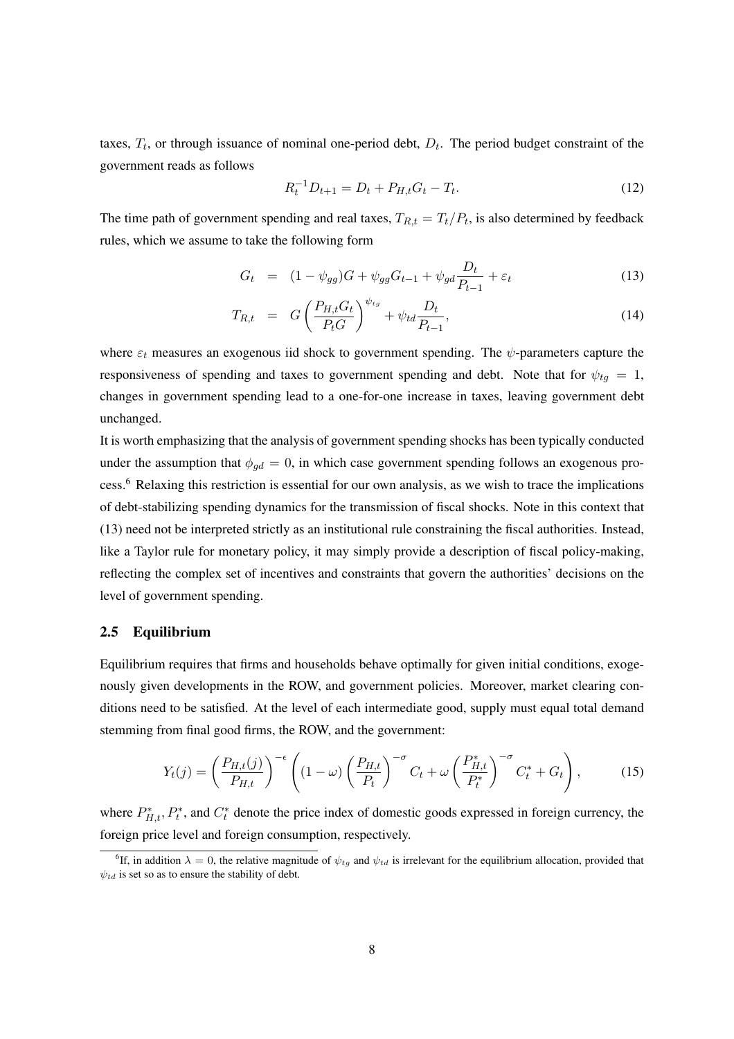taxes, $T_t$, or through issuance of nominal one-period debt, $D_t$. The period budget constraint of the government reads as follows

$$R_t^{-1} D_{t+1} = D_t + P_{H,t} G_t - T_t. \tag{12}$$

The time path of government spending and real taxes, $T_{R,t} = T_t / P_t$, is also determined by feedback rules, which we assume to take the following form

$$G_t = (1 - \psi_{gg}) G + \psi_{gg} G_{t-1} + \psi_{gd} \frac{D_t}{P_{t-1}} + \varepsilon_t \tag{13}$$

$$T_{R,t} = G \left( \frac{P_{H,t} G_t}{P_t G} \right)^{\psi_{tg}} + \psi_{td} \frac{D_t}{P_{t-1}}, \tag{14}$$

where $\varepsilon_t$ measures an exogenous iid shock to government spending. The $\psi$-parameters capture the responsiveness of spending and taxes to government spending and debt. Note that for $\psi_{tg} = 1$, changes in government spending lead to a one-for-one increase in taxes, leaving government debt unchanged.

It is worth emphasizing that the analysis of government spending shocks has been typically conducted under the assumption that $\phi_{gd} = 0$, in which case government spending follows an exogenous process.[6] Relaxing this restriction is essential for our own analysis, as we wish to trace the implications of debt-stabilizing spending dynamics for the transmission of fiscal shocks. Note in this context that (13) need not be interpreted strictly as an institutional rule constraining the fiscal authorities. Instead, like a Taylor rule for monetary policy, it may simply provide a description of fiscal policy-making, reflecting the complex set of incentives and constraints that govern the authorities' decisions on the level of government spending.

### 2.5 Equilibrium

Equilibrium requires that firms and households behave optimally for given initial conditions, exogenously given developments in the ROW, and government policies. Moreover, market clearing conditions need to be satisfied. At the level of each intermediate good, supply must equal total demand stemming from final good firms, the ROW, and the government:

$$Y_t(j) = \left( \frac{P_{H,t}(j)}{P_{H,t}} \right)^{-\epsilon} \left( (1 - \omega) \left( \frac{P_{H,t}}{P_t} \right)^{-\sigma} C_t + \omega \left( \frac{P_{H,t}^*}{P_t^*} \right)^{-\sigma} C_t^* + G_t \right), \tag{15}$$

where $P_{H,t}^*, P_t^*$, and $C_t^*$ denote the price index of domestic goods expressed in foreign currency, the foreign price level and foreign consumption, respectively.

---

[6] If, in addition $\lambda = 0$, the relative magnitude of $\psi_{tg}$ and $\psi_{td}$ is irrelevant for the equilibrium allocation, provided that $\psi_{td}$ is set so as to ensure the stability of debt.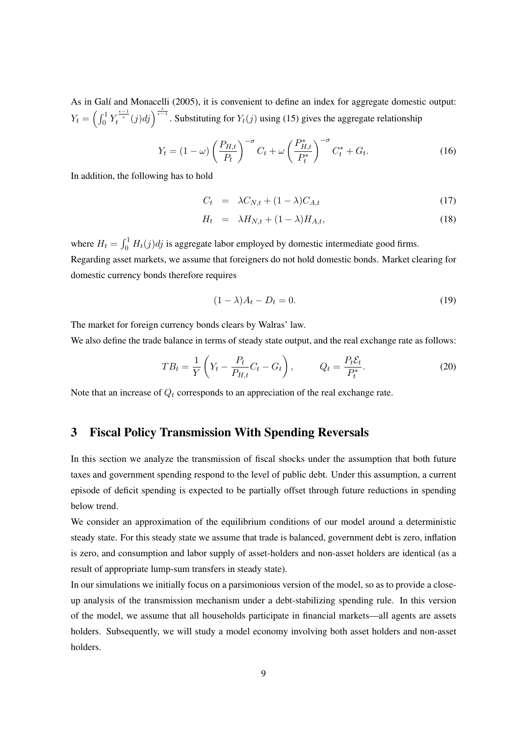As in Galí and Monacelli (2005), it is convenient to define an index for aggregate domestic output: $Y_t = \left( \int_0^1 Y_t^{\frac{\epsilon-1}{\epsilon}}(j) dj \right)^{\frac{\epsilon}{\epsilon-1}}$. Substituting for $Y_t(j)$ using (15) gives the aggregate relationship

$$Y_t = (1-\omega) \left( \frac{P_{H,t}}{P_t} \right)^{-\sigma} C_t + \omega \left( \frac{P_{H,t}^*}{P_t^*} \right)^{-\sigma} C_t^* + G_t. \tag{16}$$

In addition, the following has to hold

$$C_t = \lambda C_{N,t} + (1-\lambda) C_{A,t} \tag{17}$$

$$H_t = \lambda H_{N,t} + (1-\lambda) H_{A,t}, \tag{18}$$

where $H_t = \int_0^1 H_t(j) dj$ is aggregate labor employed by domestic intermediate good firms.

Regarding asset markets, we assume that foreigners do not hold domestic bonds. Market clearing for domestic currency bonds therefore requires

$$(1-\lambda) A_t - D_t = 0. \tag{19}$$

The market for foreign currency bonds clears by Walras' law.

We also define the trade balance in terms of steady state output, and the real exchange rate as follows:

$$TB_t = \frac{1}{Y} \left( Y_t - \frac{P_t}{P_{H,t}} C_t - G_t \right), \qquad Q_t = \frac{P_t \mathcal{E}_t}{P_t^*}. \tag{20}$$

Note that an increase of $Q_t$ corresponds to an appreciation of the real exchange rate.

## 3 Fiscal Policy Transmission With Spending Reversals

In this section we analyze the transmission of fiscal shocks under the assumption that both future taxes and government spending respond to the level of public debt. Under this assumption, a current episode of deficit spending is expected to be partially offset through future reductions in spending below trend.

We consider an approximation of the equilibrium conditions of our model around a deterministic steady state. For this steady state we assume that trade is balanced, government debt is zero, inflation is zero, and consumption and labor supply of asset-holders and non-asset holders are identical (as a result of appropriate lump-sum transfers in steady state).

In our simulations we initially focus on a parsimonious version of the model, so as to provide a close-up analysis of the transmission mechanism under a debt-stabilizing spending rule. In this version of the model, we assume that all households participate in financial markets—all agents are assets holders. Subsequently, we will study a model economy involving both asset holders and non-asset holders.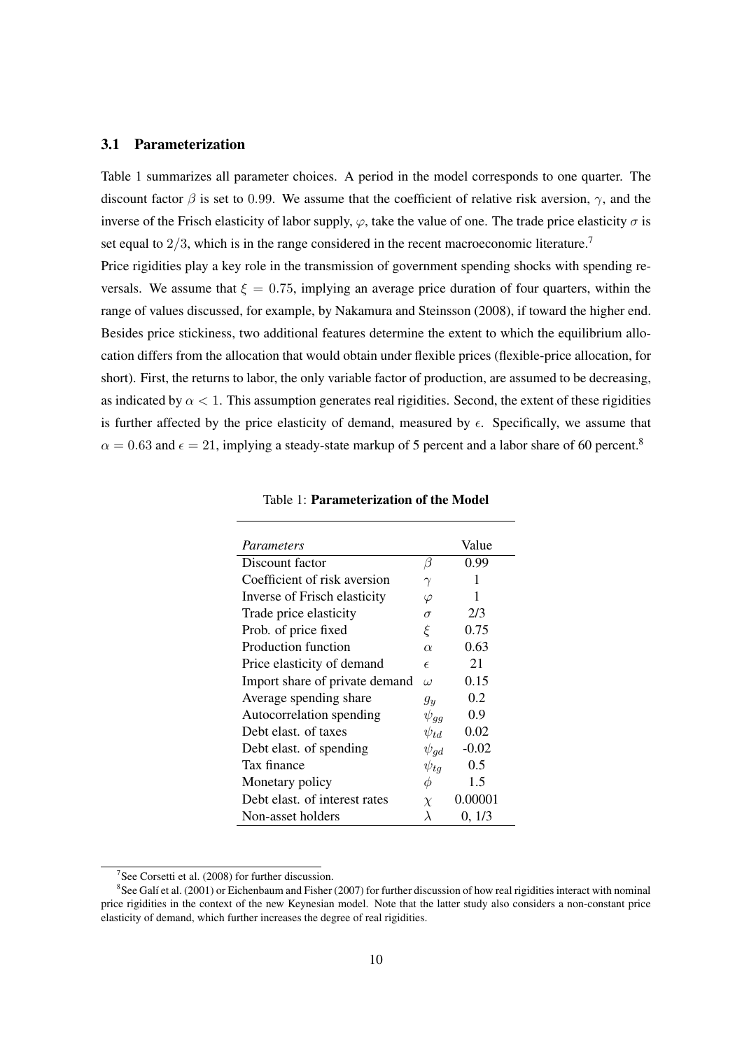### 3.1 Parameterization

Table 1 summarizes all parameter choices. A period in the model corresponds to one quarter. The discount factor $\beta$ is set to 0.99. We assume that the coefficient of relative risk aversion, $\gamma$, and the inverse of the Frisch elasticity of labor supply, $\varphi$, take the value of one. The trade price elasticity $\sigma$ is set equal to $2/3$, which is in the range considered in the recent macroeconomic literature.[7]

Price rigidities play a key role in the transmission of government spending shocks with spending reversals. We assume that $\xi = 0.75$, implying an average price duration of four quarters, within the range of values discussed, for example, by Nakamura and Steinsson (2008), if toward the higher end. Besides price stickiness, two additional features determine the extent to which the equilibrium allocation differs from the allocation that would obtain under flexible prices (flexible-price allocation, for short). First, the returns to labor, the only variable factor of production, are assumed to be decreasing, as indicated by $\alpha < 1$. This assumption generates real rigidities. Second, the extent of these rigidities is further affected by the price elasticity of demand, measured by $\epsilon$. Specifically, we assume that $\alpha = 0.63$ and $\epsilon = 21$, implying a steady-state markup of 5 percent and a labor share of 60 percent.[8]

Table 1: **Parameterization of the Model**

| *Parameters* | | Value |
|---|---|---|
| Discount factor | $\beta$ | 0.99 |
| Coefficient of risk aversion | $\gamma$ | 1 |
| Inverse of Frisch elasticity | $\varphi$ | 1 |
| Trade price elasticity | $\sigma$ | 2/3 |
| Prob. of price fixed | $\xi$ | 0.75 |
| Production function | $\alpha$ | 0.63 |
| Price elasticity of demand | $\epsilon$ | 21 |
| Import share of private demand | $\omega$ | 0.15 |
| Average spending share | $g_y$ | 0.2 |
| Autocorrelation spending | $\psi_{gg}$ | 0.9 |
| Debt elast. of taxes | $\psi_{td}$ | 0.02 |
| Debt elast. of spending | $\psi_{gd}$ | -0.02 |
| Tax finance | $\psi_{tg}$ | 0.5 |
| Monetary policy | $\phi$ | 1.5 |
| Debt elast. of interest rates | $\chi$ | 0.00001 |
| Non-asset holders | $\lambda$ | 0, 1/3 |

[7] See Corsetti et al. (2008) for further discussion.

[8] See Galí et al. (2001) or Eichenbaum and Fisher (2007) for further discussion of how real rigidities interact with nominal price rigidities in the context of the new Keynesian model. Note that the latter study also considers a non-constant price elasticity of demand, which further increases the degree of real rigidities.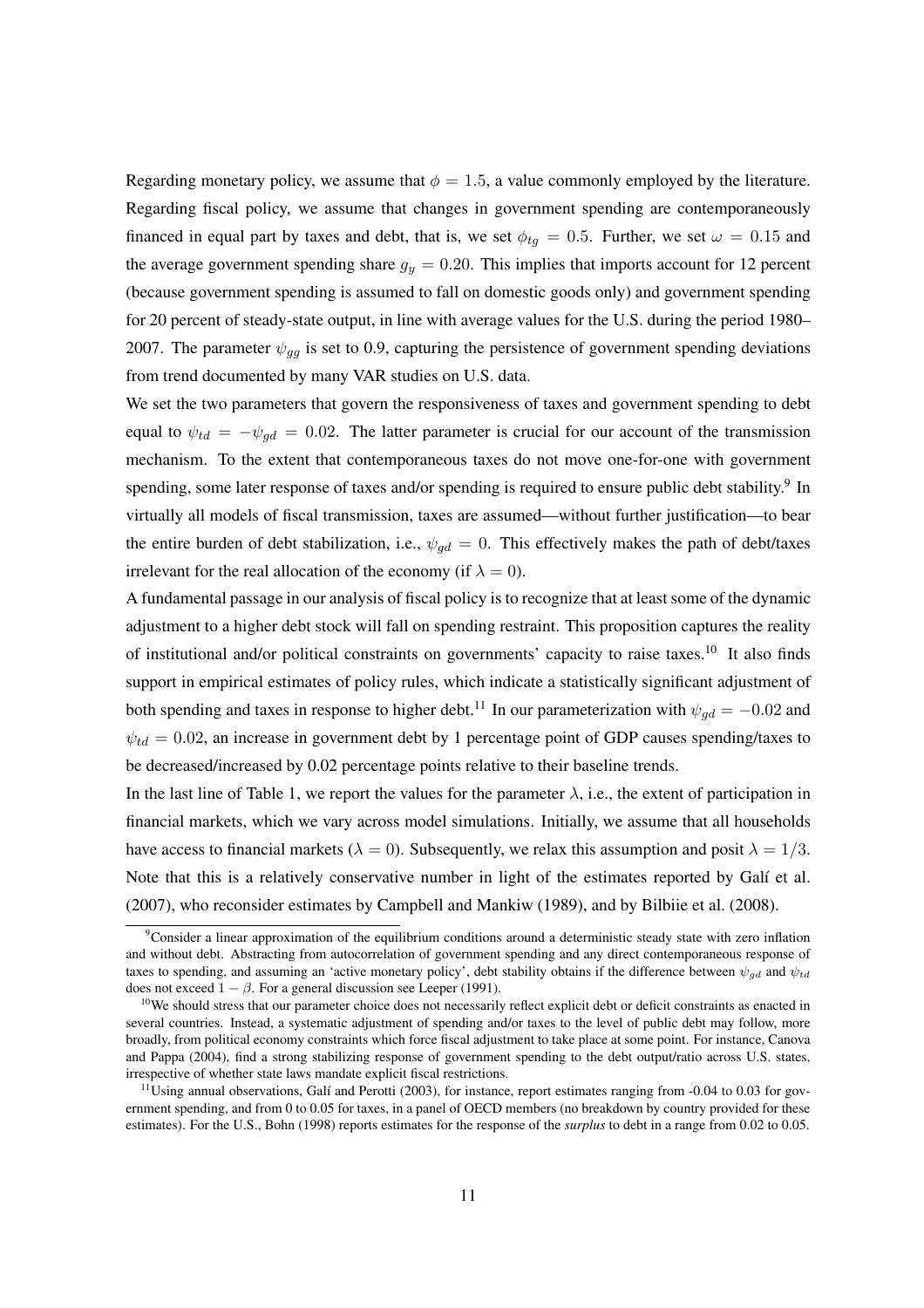Regarding monetary policy, we assume that $\phi = 1.5$, a value commonly employed by the literature. Regarding fiscal policy, we assume that changes in government spending are contemporaneously financed in equal part by taxes and debt, that is, we set $\phi_{tg} = 0.5$. Further, we set $\omega = 0.15$ and the average government spending share $g_y = 0.20$. This implies that imports account for 12 percent (because government spending is assumed to fall on domestic goods only) and government spending for 20 percent of steady-state output, in line with average values for the U.S. during the period 1980–2007. The parameter $\psi_{gg}$ is set to 0.9, capturing the persistence of government spending deviations from trend documented by many VAR studies on U.S. data.

We set the two parameters that govern the responsiveness of taxes and government spending to debt equal to $\psi_{td} = -\psi_{gd} = 0.02$. The latter parameter is crucial for our account of the transmission mechanism. To the extent that contemporaneous taxes do not move one-for-one with government spending, some later response of taxes and/or spending is required to ensure public debt stability.[9] In virtually all models of fiscal transmission, taxes are assumed—without further justification—to bear the entire burden of debt stabilization, i.e., $\psi_{gd} = 0$. This effectively makes the path of debt/taxes irrelevant for the real allocation of the economy (if $\lambda = 0$).

A fundamental passage in our analysis of fiscal policy is to recognize that at least some of the dynamic adjustment to a higher debt stock will fall on spending restraint. This proposition captures the reality of institutional and/or political constraints on governments' capacity to raise taxes.[10] It also finds support in empirical estimates of policy rules, which indicate a statistically significant adjustment of both spending and taxes in response to higher debt.[11] In our parameterization with $\psi_{gd} = -0.02$ and $\psi_{td} = 0.02$, an increase in government debt by 1 percentage point of GDP causes spending/taxes to be decreased/increased by 0.02 percentage points relative to their baseline trends.

In the last line of Table 1, we report the values for the parameter $\lambda$, i.e., the extent of participation in financial markets, which we vary across model simulations. Initially, we assume that all households have access to financial markets ($\lambda = 0$). Subsequently, we relax this assumption and posit $\lambda = 1/3$. Note that this is a relatively conservative number in light of the estimates reported by Galí et al. (2007), who reconsider estimates by Campbell and Mankiw (1989), and by Bilbiie et al. (2008).

[9] Consider a linear approximation of the equilibrium conditions around a deterministic steady state with zero inflation and without debt. Abstracting from autocorrelation of government spending and any direct contemporaneous response of taxes to spending, and assuming an 'active monetary policy', debt stability obtains if the difference between $\psi_{gd}$ and $\psi_{td}$ does not exceed $1 - \beta$. For a general discussion see Leeper (1991).

[10] We should stress that our parameter choice does not necessarily reflect explicit debt or deficit constraints as enacted in several countries. Instead, a systematic adjustment of spending and/or taxes to the level of public debt may follow, more broadly, from political economy constraints which force fiscal adjustment to take place at some point. For instance, Canova and Pappa (2004), find a strong stabilizing response of government spending to the debt output/ratio across U.S. states, irrespective of whether state laws mandate explicit fiscal restrictions.

[11] Using annual observations, Galí and Perotti (2003), for instance, report estimates ranging from -0.04 to 0.03 for government spending, and from 0 to 0.05 for taxes, in a panel of OECD members (no breakdown by country provided for these estimates). For the U.S., Bohn (1998) reports estimates for the response of the *surplus* to debt in a range from 0.02 to 0.05.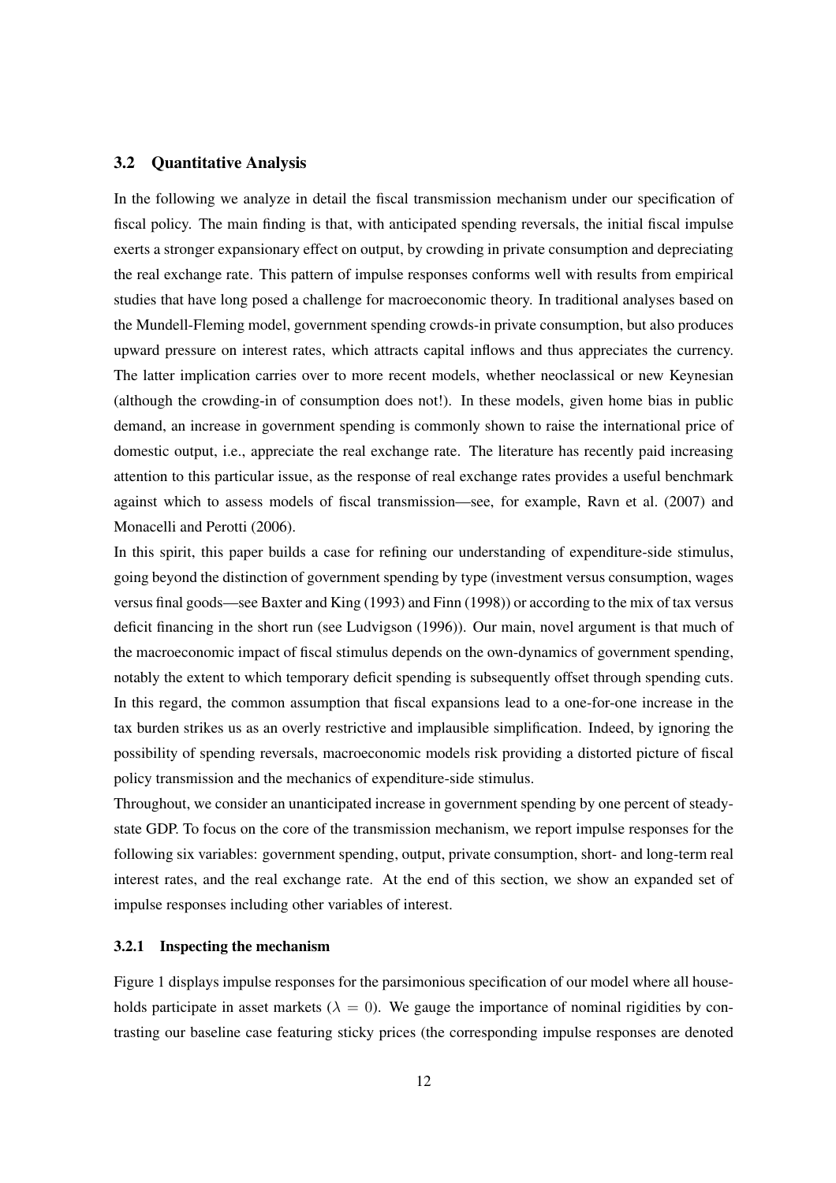### 3.2 Quantitative Analysis

In the following we analyze in detail the fiscal transmission mechanism under our specification of fiscal policy. The main finding is that, with anticipated spending reversals, the initial fiscal impulse exerts a stronger expansionary effect on output, by crowding in private consumption and depreciating the real exchange rate. This pattern of impulse responses conforms well with results from empirical studies that have long posed a challenge for macroeconomic theory. In traditional analyses based on the Mundell-Fleming model, government spending crowds-in private consumption, but also produces upward pressure on interest rates, which attracts capital inflows and thus appreciates the currency. The latter implication carries over to more recent models, whether neoclassical or new Keynesian (although the crowding-in of consumption does not!). In these models, given home bias in public demand, an increase in government spending is commonly shown to raise the international price of domestic output, i.e., appreciate the real exchange rate. The literature has recently paid increasing attention to this particular issue, as the response of real exchange rates provides a useful benchmark against which to assess models of fiscal transmission—see, for example, Ravn et al. (2007) and Monacelli and Perotti (2006).

In this spirit, this paper builds a case for refining our understanding of expenditure-side stimulus, going beyond the distinction of government spending by type (investment versus consumption, wages versus final goods—see Baxter and King (1993) and Finn (1998)) or according to the mix of tax versus deficit financing in the short run (see Ludvigson (1996)). Our main, novel argument is that much of the macroeconomic impact of fiscal stimulus depends on the own-dynamics of government spending, notably the extent to which temporary deficit spending is subsequently offset through spending cuts. In this regard, the common assumption that fiscal expansions lead to a one-for-one increase in the tax burden strikes us as an overly restrictive and implausible simplification. Indeed, by ignoring the possibility of spending reversals, macroeconomic models risk providing a distorted picture of fiscal policy transmission and the mechanics of expenditure-side stimulus.

Throughout, we consider an unanticipated increase in government spending by one percent of steady-state GDP. To focus on the core of the transmission mechanism, we report impulse responses for the following six variables: government spending, output, private consumption, short- and long-term real interest rates, and the real exchange rate. At the end of this section, we show an expanded set of impulse responses including other variables of interest.

#### 3.2.1 Inspecting the mechanism

Figure 1 displays impulse responses for the parsimonious specification of our model where all households participate in asset markets ($\lambda = 0$). We gauge the importance of nominal rigidities by contrasting our baseline case featuring sticky prices (the corresponding impulse responses are denoted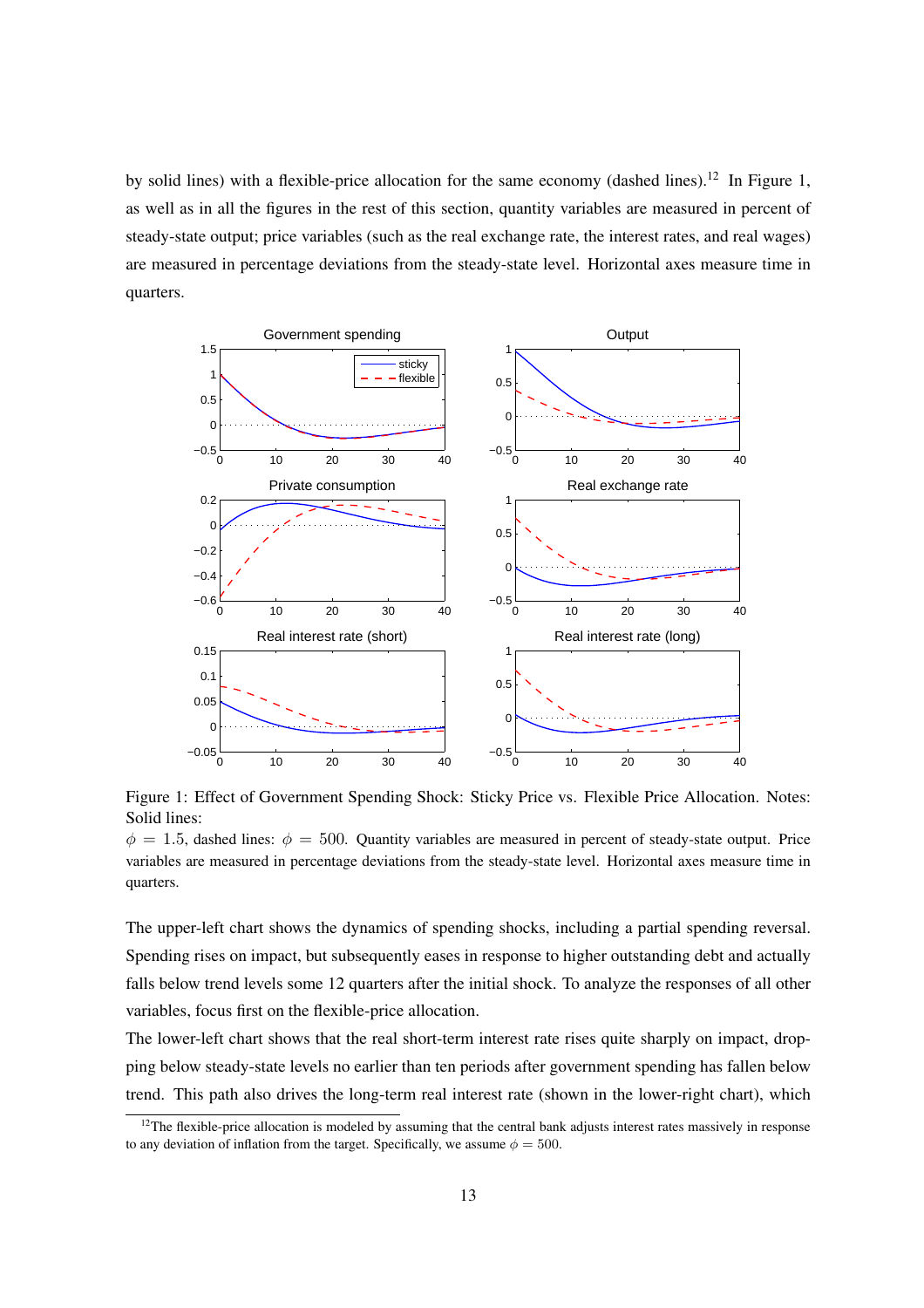by solid lines) with a flexible-price allocation for the same economy (dashed lines).[12] In Figure 1, as well as in all the figures in the rest of this section, quantity variables are measured in percent of steady-state output; price variables (such as the real exchange rate, the interest rates, and real wages) are measured in percentage deviations from the steady-state level. Horizontal axes measure time in quarters.

Figure 1: Effect of Government Spending Shock: Sticky Price vs. Flexible Price Allocation. Notes: Solid lines: $\phi = 1.5$, dashed lines: $\phi = 500$. Quantity variables are measured in percent of steady-state output. Price variables are measured in percentage deviations from the steady-state level. Horizontal axes measure time in quarters.

The upper-left chart shows the dynamics of spending shocks, including a partial spending reversal. Spending rises on impact, but subsequently eases in response to higher outstanding debt and actually falls below trend levels some 12 quarters after the initial shock. To analyze the responses of all other variables, focus first on the flexible-price allocation.

The lower-left chart shows that the real short-term interest rate rises quite sharply on impact, dropping below steady-state levels no earlier than ten periods after government spending has fallen below trend. This path also drives the long-term real interest rate (shown in the lower-right chart), which

[12] The flexible-price allocation is modeled by assuming that the central bank adjusts interest rates massively in response to any deviation of inflation from the target. Specifically, we assume $\phi = 500$.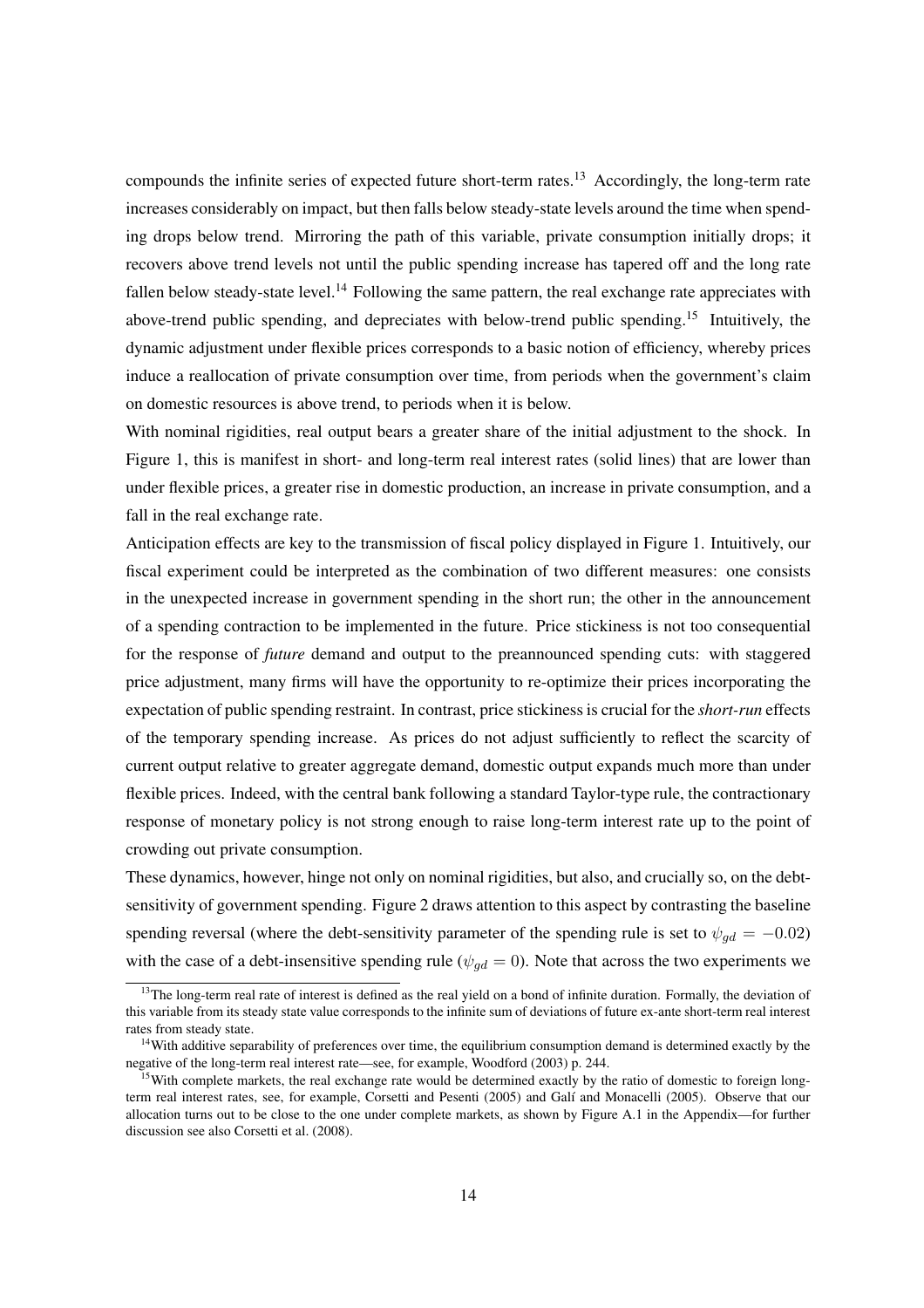compounds the infinite series of expected future short-term rates.[13] Accordingly, the long-term rate increases considerably on impact, but then falls below steady-state levels around the time when spending drops below trend. Mirroring the path of this variable, private consumption initially drops; it recovers above trend levels not until the public spending increase has tapered off and the long rate fallen below steady-state level.[14] Following the same pattern, the real exchange rate appreciates with above-trend public spending, and depreciates with below-trend public spending.[15] Intuitively, the dynamic adjustment under flexible prices corresponds to a basic notion of efficiency, whereby prices induce a reallocation of private consumption over time, from periods when the government's claim on domestic resources is above trend, to periods when it is below.

With nominal rigidities, real output bears a greater share of the initial adjustment to the shock. In Figure 1, this is manifest in short- and long-term real interest rates (solid lines) that are lower than under flexible prices, a greater rise in domestic production, an increase in private consumption, and a fall in the real exchange rate.

Anticipation effects are key to the transmission of fiscal policy displayed in Figure 1. Intuitively, our fiscal experiment could be interpreted as the combination of two different measures: one consists in the unexpected increase in government spending in the short run; the other in the announcement of a spending contraction to be implemented in the future. Price stickiness is not too consequential for the response of *future* demand and output to the preannounced spending cuts: with staggered price adjustment, many firms will have the opportunity to re-optimize their prices incorporating the expectation of public spending restraint. In contrast, price stickiness is crucial for the *short-run* effects of the temporary spending increase. As prices do not adjust sufficiently to reflect the scarcity of current output relative to greater aggregate demand, domestic output expands much more than under flexible prices. Indeed, with the central bank following a standard Taylor-type rule, the contractionary response of monetary policy is not strong enough to raise long-term interest rate up to the point of crowding out private consumption.

These dynamics, however, hinge not only on nominal rigidities, but also, and crucially so, on the debt-sensitivity of government spending. Figure 2 draws attention to this aspect by contrasting the baseline spending reversal (where the debt-sensitivity parameter of the spending rule is set to $\psi_{gd} = -0.02$) with the case of a debt-insensitive spending rule ($\psi_{gd} = 0$). Note that across the two experiments we

---

[13] The long-term real rate of interest is defined as the real yield on a bond of infinite duration. Formally, the deviation of this variable from its steady state value corresponds to the infinite sum of deviations of future ex-ante short-term real interest rates from steady state.

[14] With additive separability of preferences over time, the equilibrium consumption demand is determined exactly by the negative of the long-term real interest rate—see, for example, Woodford (2003) p. 244.

[15] With complete markets, the real exchange rate would be determined exactly by the ratio of domestic to foreign long-term real interest rates, see, for example, Corsetti and Pesenti (2005) and Galí and Monacelli (2005). Observe that our allocation turns out to be close to the one under complete markets, as shown by Figure A.1 in the Appendix—for further discussion see also Corsetti et al. (2008).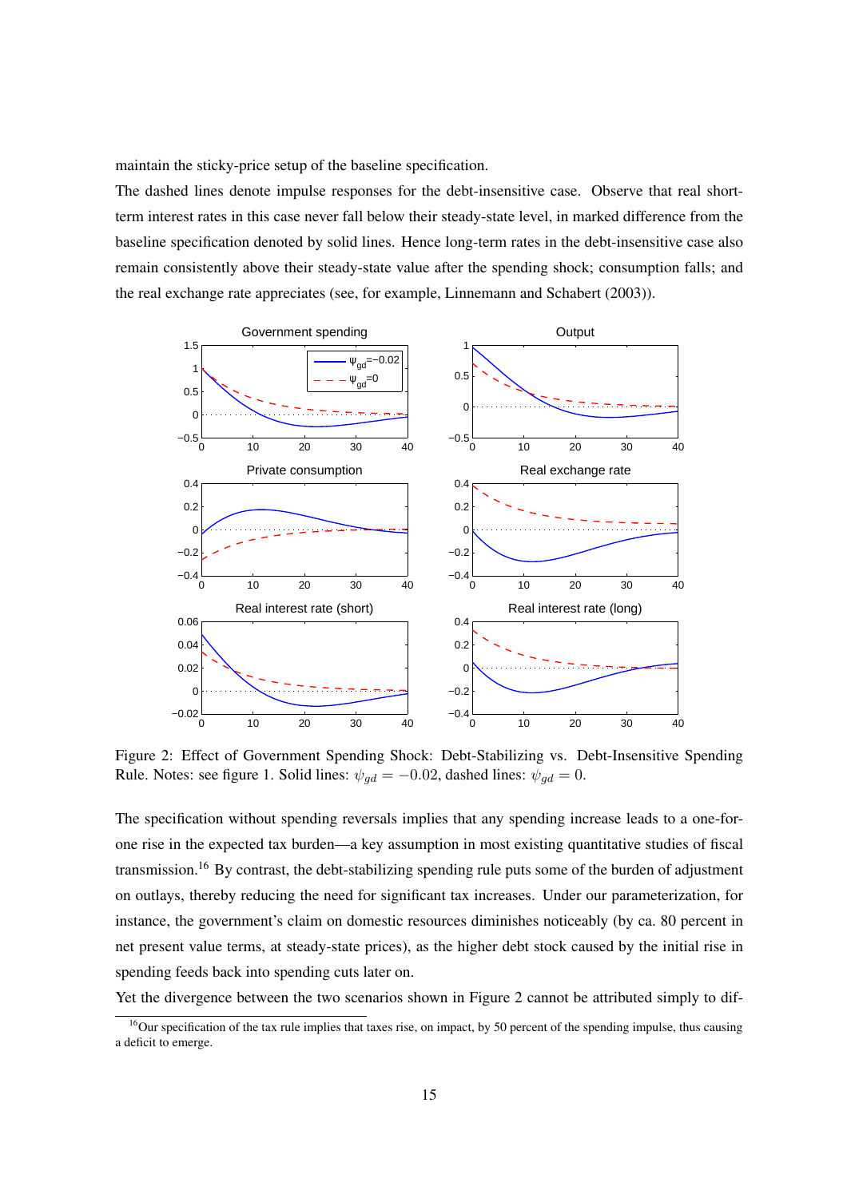maintain the sticky-price setup of the baseline specification.

The dashed lines denote impulse responses for the debt-insensitive case. Observe that real short-term interest rates in this case never fall below their steady-state level, in marked difference from the baseline specification denoted by solid lines. Hence long-term rates in the debt-insensitive case also remain consistently above their steady-state value after the spending shock; consumption falls; and the real exchange rate appreciates (see, for example, Linnemann and Schabert (2003)).

Figure 2: Effect of Government Spending Shock: Debt-Stabilizing vs. Debt-Insensitive Spending Rule. Notes: see figure 1. Solid lines: $\psi_{gd} = -0.02$, dashed lines: $\psi_{gd} = 0$.

The specification without spending reversals implies that any spending increase leads to a one-for-one rise in the expected tax burden—a key assumption in most existing quantitative studies of fiscal transmission.[16] By contrast, the debt-stabilizing spending rule puts some of the burden of adjustment on outlays, thereby reducing the need for significant tax increases. Under our parameterization, for instance, the government's claim on domestic resources diminishes noticeably (by ca. 80 percent in net present value terms, at steady-state prices), as the higher debt stock caused by the initial rise in spending feeds back into spending cuts later on.

Yet the divergence between the two scenarios shown in Figure 2 cannot be attributed simply to dif-

[16] Our specification of the tax rule implies that taxes rise, on impact, by 50 percent of the spending impulse, thus causing a deficit to emerge.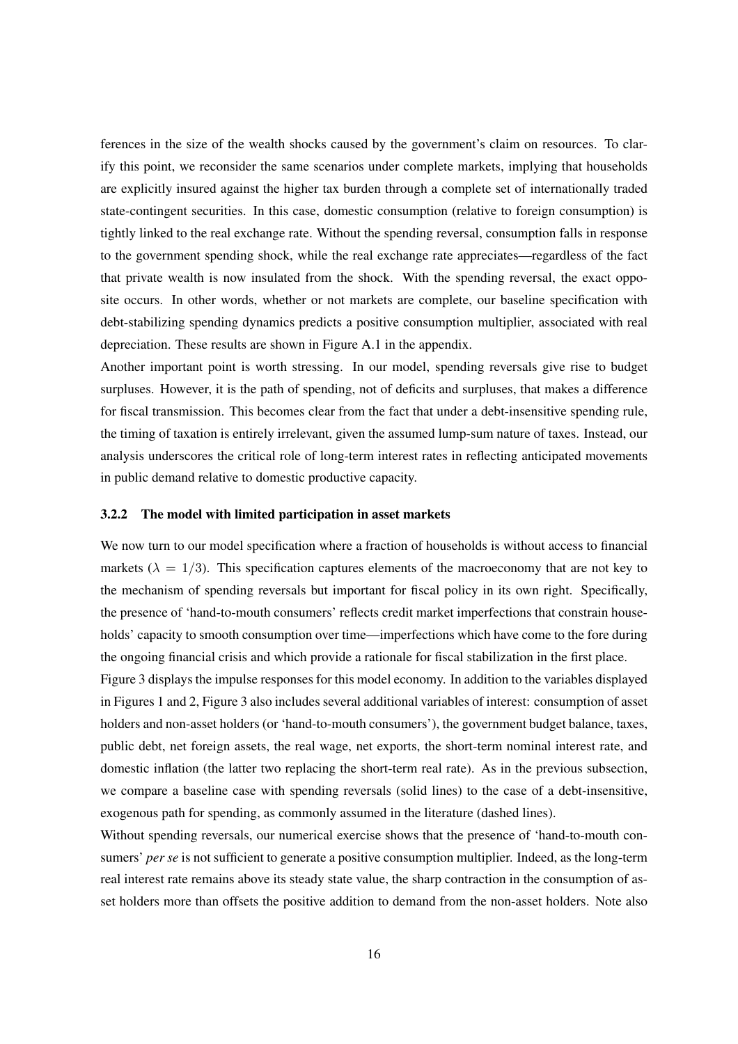ferences in the size of the wealth shocks caused by the government's claim on resources. To clarify this point, we reconsider the same scenarios under complete markets, implying that households are explicitly insured against the higher tax burden through a complete set of internationally traded state-contingent securities. In this case, domestic consumption (relative to foreign consumption) is tightly linked to the real exchange rate. Without the spending reversal, consumption falls in response to the government spending shock, while the real exchange rate appreciates—regardless of the fact that private wealth is now insulated from the shock. With the spending reversal, the exact opposite occurs. In other words, whether or not markets are complete, our baseline specification with debt-stabilizing spending dynamics predicts a positive consumption multiplier, associated with real depreciation. These results are shown in Figure A.1 in the appendix.

Another important point is worth stressing. In our model, spending reversals give rise to budget surpluses. However, it is the path of spending, not of deficits and surpluses, that makes a difference for fiscal transmission. This becomes clear from the fact that under a debt-insensitive spending rule, the timing of taxation is entirely irrelevant, given the assumed lump-sum nature of taxes. Instead, our analysis underscores the critical role of long-term interest rates in reflecting anticipated movements in public demand relative to domestic productive capacity.

### 3.2.2 The model with limited participation in asset markets

We now turn to our model specification where a fraction of households is without access to financial markets ($\lambda = 1/3$). This specification captures elements of the macroeconomy that are not key to the mechanism of spending reversals but important for fiscal policy in its own right. Specifically, the presence of 'hand-to-mouth consumers' reflects credit market imperfections that constrain households' capacity to smooth consumption over time—imperfections which have come to the fore during the ongoing financial crisis and which provide a rationale for fiscal stabilization in the first place.

Figure 3 displays the impulse responses for this model economy. In addition to the variables displayed in Figures 1 and 2, Figure 3 also includes several additional variables of interest: consumption of asset holders and non-asset holders (or 'hand-to-mouth consumers'), the government budget balance, taxes, public debt, net foreign assets, the real wage, net exports, the short-term nominal interest rate, and domestic inflation (the latter two replacing the short-term real rate). As in the previous subsection, we compare a baseline case with spending reversals (solid lines) to the case of a debt-insensitive, exogenous path for spending, as commonly assumed in the literature (dashed lines).

Without spending reversals, our numerical exercise shows that the presence of 'hand-to-mouth consumers' *per se* is not sufficient to generate a positive consumption multiplier. Indeed, as the long-term real interest rate remains above its steady state value, the sharp contraction in the consumption of asset holders more than offsets the positive addition to demand from the non-asset holders. Note also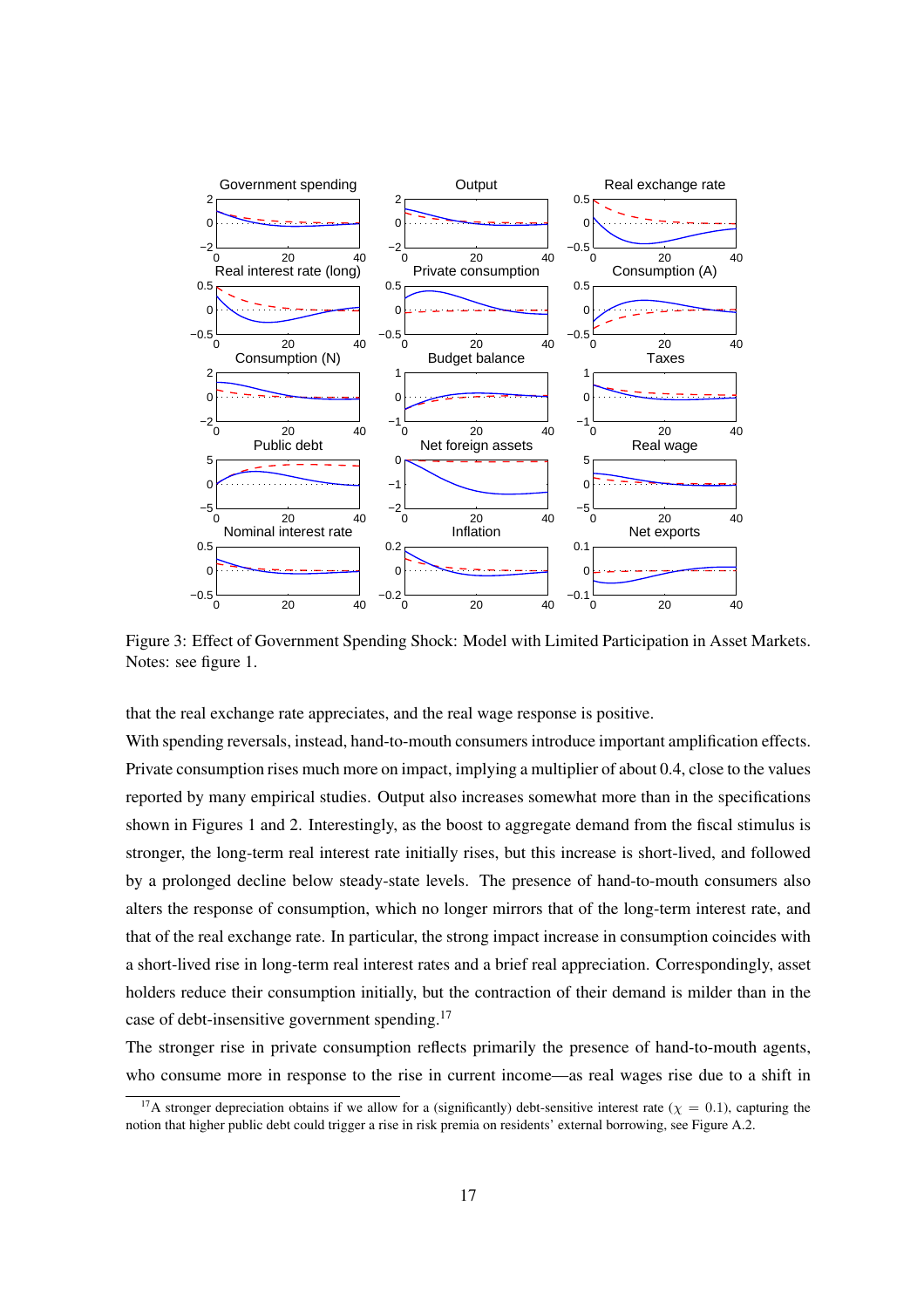Figure 3: Effect of Government Spending Shock: Model with Limited Participation in Asset Markets. Notes: see figure 1.

that the real exchange rate appreciates, and the real wage response is positive.

With spending reversals, instead, hand-to-mouth consumers introduce important amplification effects. Private consumption rises much more on impact, implying a multiplier of about 0.4, close to the values reported by many empirical studies. Output also increases somewhat more than in the specifications shown in Figures 1 and 2. Interestingly, as the boost to aggregate demand from the fiscal stimulus is stronger, the long-term real interest rate initially rises, but this increase is short-lived, and followed by a prolonged decline below steady-state levels. The presence of hand-to-mouth consumers also alters the response of consumption, which no longer mirrors that of the long-term interest rate, and that of the real exchange rate. In particular, the strong impact increase in consumption coincides with a short-lived rise in long-term real interest rates and a brief real appreciation. Correspondingly, asset holders reduce their consumption initially, but the contraction of their demand is milder than in the case of debt-insensitive government spending.[17]

The stronger rise in private consumption reflects primarily the presence of hand-to-mouth agents, who consume more in response to the rise in current income—as real wages rise due to a shift in

[17] A stronger depreciation obtains if we allow for a (significantly) debt-sensitive interest rate ($\chi = 0.1$), capturing the notion that higher public debt could trigger a rise in risk premia on residents' external borrowing, see Figure A.2.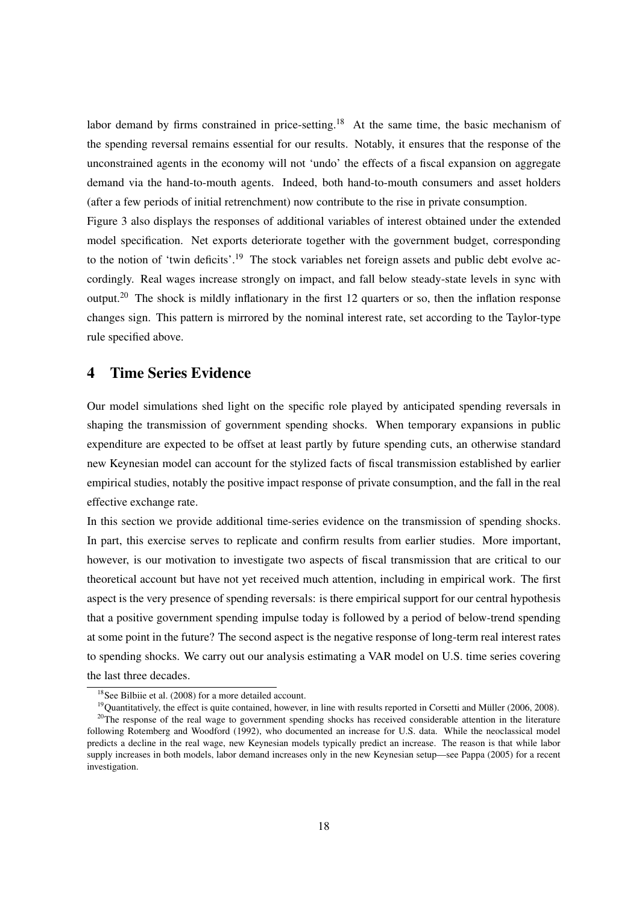labor demand by firms constrained in price-setting.[18] At the same time, the basic mechanism of the spending reversal remains essential for our results. Notably, it ensures that the response of the unconstrained agents in the economy will not 'undo' the effects of a fiscal expansion on aggregate demand via the hand-to-mouth agents. Indeed, both hand-to-mouth consumers and asset holders (after a few periods of initial retrenchment) now contribute to the rise in private consumption.

Figure 3 also displays the responses of additional variables of interest obtained under the extended model specification. Net exports deteriorate together with the government budget, corresponding to the notion of 'twin deficits'.[19] The stock variables net foreign assets and public debt evolve accordingly. Real wages increase strongly on impact, and fall below steady-state levels in sync with output.[20] The shock is mildly inflationary in the first 12 quarters or so, then the inflation response changes sign. This pattern is mirrored by the nominal interest rate, set according to the Taylor-type rule specified above.

## 4 Time Series Evidence

Our model simulations shed light on the specific role played by anticipated spending reversals in shaping the transmission of government spending shocks. When temporary expansions in public expenditure are expected to be offset at least partly by future spending cuts, an otherwise standard new Keynesian model can account for the stylized facts of fiscal transmission established by earlier empirical studies, notably the positive impact response of private consumption, and the fall in the real effective exchange rate.

In this section we provide additional time-series evidence on the transmission of spending shocks. In part, this exercise serves to replicate and confirm results from earlier studies. More important, however, is our motivation to investigate two aspects of fiscal transmission that are critical to our theoretical account but have not yet received much attention, including in empirical work. The first aspect is the very presence of spending reversals: is there empirical support for our central hypothesis that a positive government spending impulse today is followed by a period of below-trend spending at some point in the future? The second aspect is the negative response of long-term real interest rates to spending shocks. We carry out our analysis estimating a VAR model on U.S. time series covering the last three decades.

[18] See Bilbiie et al. (2008) for a more detailed account.

[19] Quantitatively, the effect is quite contained, however, in line with results reported in Corsetti and Müller (2006, 2008).

[20] The response of the real wage to government spending shocks has received considerable attention in the literature following Rotemberg and Woodford (1992), who documented an increase for U.S. data. While the neoclassical model predicts a decline in the real wage, new Keynesian models typically predict an increase. The reason is that while labor supply increases in both models, labor demand increases only in the new Keynesian setup—see Pappa (2005) for a recent investigation.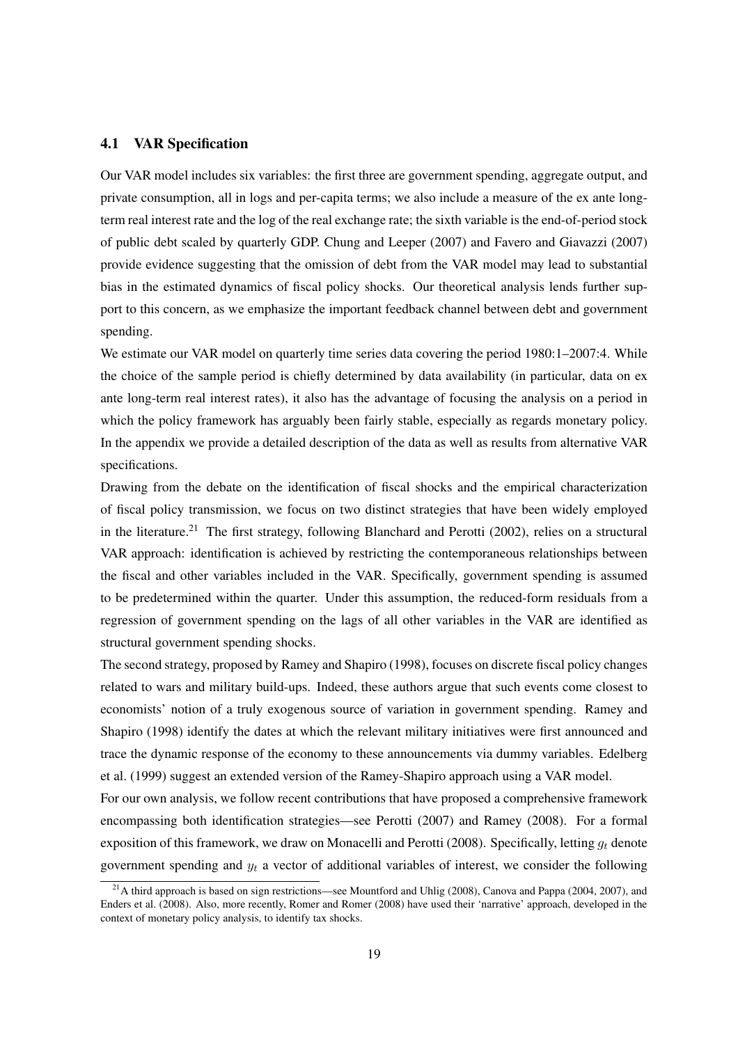### 4.1 VAR Specification

Our VAR model includes six variables: the first three are government spending, aggregate output, and private consumption, all in logs and per-capita terms; we also include a measure of the ex ante long-term real interest rate and the log of the real exchange rate; the sixth variable is the end-of-period stock of public debt scaled by quarterly GDP. Chung and Leeper (2007) and Favero and Giavazzi (2007) provide evidence suggesting that the omission of debt from the VAR model may lead to substantial bias in the estimated dynamics of fiscal policy shocks. Our theoretical analysis lends further support to this concern, as we emphasize the important feedback channel between debt and government spending.

We estimate our VAR model on quarterly time series data covering the period 1980:1–2007:4. While the choice of the sample period is chiefly determined by data availability (in particular, data on ex ante long-term real interest rates), it also has the advantage of focusing the analysis on a period in which the policy framework has arguably been fairly stable, especially as regards monetary policy. In the appendix we provide a detailed description of the data as well as results from alternative VAR specifications.

Drawing from the debate on the identification of fiscal shocks and the empirical characterization of fiscal policy transmission, we focus on two distinct strategies that have been widely employed in the literature.[21] The first strategy, following Blanchard and Perotti (2002), relies on a structural VAR approach: identification is achieved by restricting the contemporaneous relationships between the fiscal and other variables included in the VAR. Specifically, government spending is assumed to be predetermined within the quarter. Under this assumption, the reduced-form residuals from a regression of government spending on the lags of all other variables in the VAR are identified as structural government spending shocks.

The second strategy, proposed by Ramey and Shapiro (1998), focuses on discrete fiscal policy changes related to wars and military build-ups. Indeed, these authors argue that such events come closest to economists' notion of a truly exogenous source of variation in government spending. Ramey and Shapiro (1998) identify the dates at which the relevant military initiatives were first announced and trace the dynamic response of the economy to these announcements via dummy variables. Edelberg et al. (1999) suggest an extended version of the Ramey-Shapiro approach using a VAR model.

For our own analysis, we follow recent contributions that have proposed a comprehensive framework encompassing both identification strategies—see Perotti (2007) and Ramey (2008). For a formal exposition of this framework, we draw on Monacelli and Perotti (2008). Specifically, letting $g_t$ denote government spending and $y_t$ a vector of additional variables of interest, we consider the following

[21] A third approach is based on sign restrictions—see Mountford and Uhlig (2008), Canova and Pappa (2004, 2007), and Enders et al. (2008). Also, more recently, Romer and Romer (2008) have used their 'narrative' approach, developed in the context of monetary policy analysis, to identify tax shocks.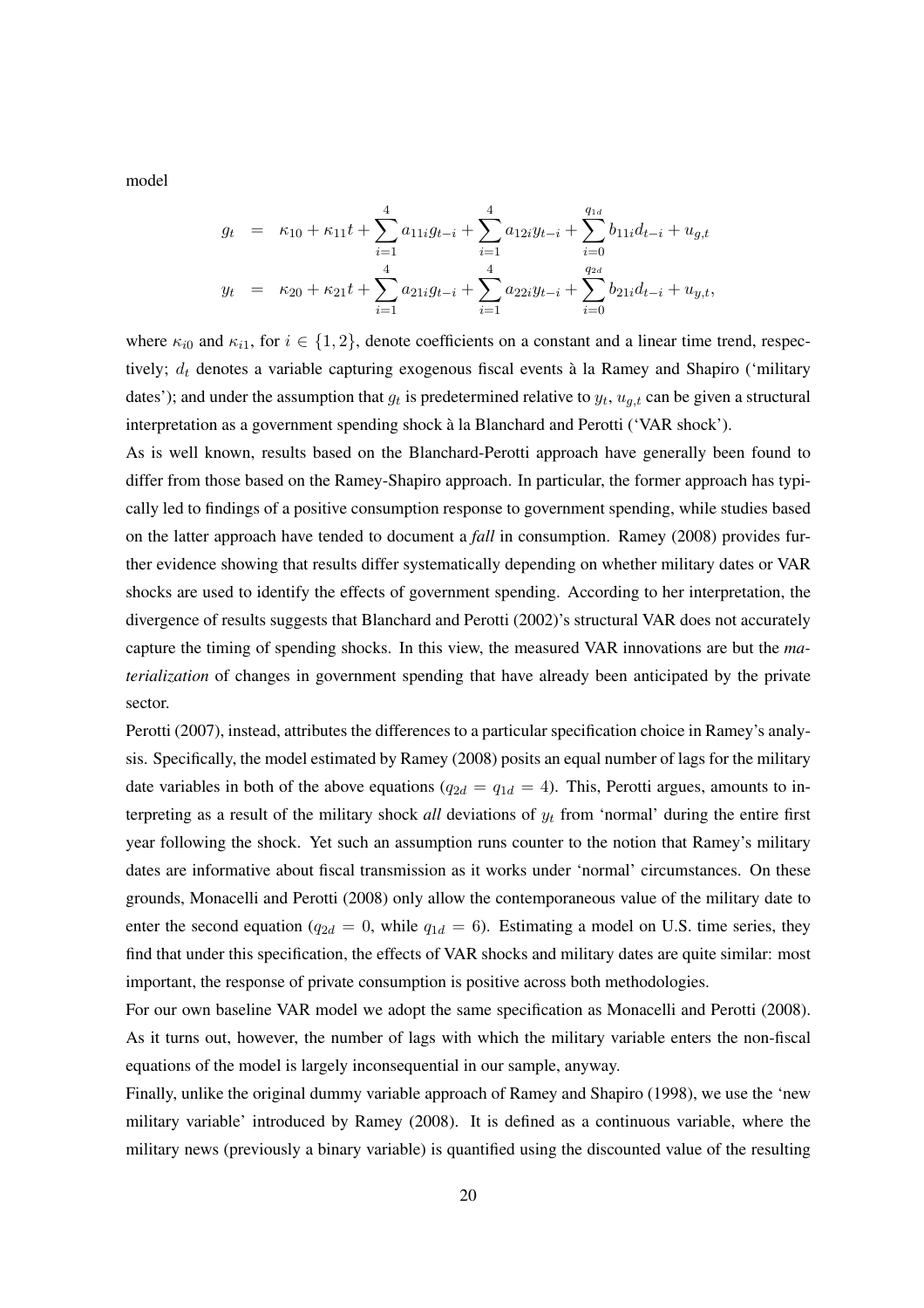model

$$
\begin{aligned}
g_t &= \kappa_{10} + \kappa_{11} t + \sum_{i=1}^{4} a_{11i} g_{t-i} + \sum_{i=1}^{4} a_{12i} y_{t-i} + \sum_{i=0}^{q_{1d}} b_{11i} d_{t-i} + u_{g,t} \\
y_t &= \kappa_{20} + \kappa_{21} t + \sum_{i=1}^{4} a_{21i} g_{t-i} + \sum_{i=1}^{4} a_{22i} y_{t-i} + \sum_{i=0}^{q_{2d}} b_{21i} d_{t-i} + u_{y,t},
\end{aligned}
$$

where $\kappa_{i0}$ and $\kappa_{i1}$, for $i \in \{1, 2\}$, denote coefficients on a constant and a linear time trend, respectively; $d_t$ denotes a variable capturing exogenous fiscal events à la Ramey and Shapiro ('military dates'); and under the assumption that $g_t$ is predetermined relative to $y_t$, $u_{g,t}$ can be given a structural interpretation as a government spending shock à la Blanchard and Perotti ('VAR shock').

As is well known, results based on the Blanchard-Perotti approach have generally been found to differ from those based on the Ramey-Shapiro approach. In particular, the former approach has typically led to findings of a positive consumption response to government spending, while studies based on the latter approach have tended to document a *fall* in consumption. Ramey (2008) provides further evidence showing that results differ systematically depending on whether military dates or VAR shocks are used to identify the effects of government spending. According to her interpretation, the divergence of results suggests that Blanchard and Perotti (2002)'s structural VAR does not accurately capture the timing of spending shocks. In this view, the measured VAR innovations are but the *materialization* of changes in government spending that have already been anticipated by the private sector.

Perotti (2007), instead, attributes the differences to a particular specification choice in Ramey's analysis. Specifically, the model estimated by Ramey (2008) posits an equal number of lags for the military date variables in both of the above equations ($q_{2d} = q_{1d} = 4$). This, Perotti argues, amounts to interpreting as a result of the military shock *all* deviations of $y_t$ from 'normal' during the entire first year following the shock. Yet such an assumption runs counter to the notion that Ramey's military dates are informative about fiscal transmission as it works under 'normal' circumstances. On these grounds, Monacelli and Perotti (2008) only allow the contemporaneous value of the military date to enter the second equation ($q_{2d} = 0$, while $q_{1d} = 6$). Estimating a model on U.S. time series, they find that under this specification, the effects of VAR shocks and military dates are quite similar: most important, the response of private consumption is positive across both methodologies.

For our own baseline VAR model we adopt the same specification as Monacelli and Perotti (2008). As it turns out, however, the number of lags with which the military variable enters the non-fiscal equations of the model is largely inconsequential in our sample, anyway.

Finally, unlike the original dummy variable approach of Ramey and Shapiro (1998), we use the 'new military variable' introduced by Ramey (2008). It is defined as a continuous variable, where the military news (previously a binary variable) is quantified using the discounted value of the resulting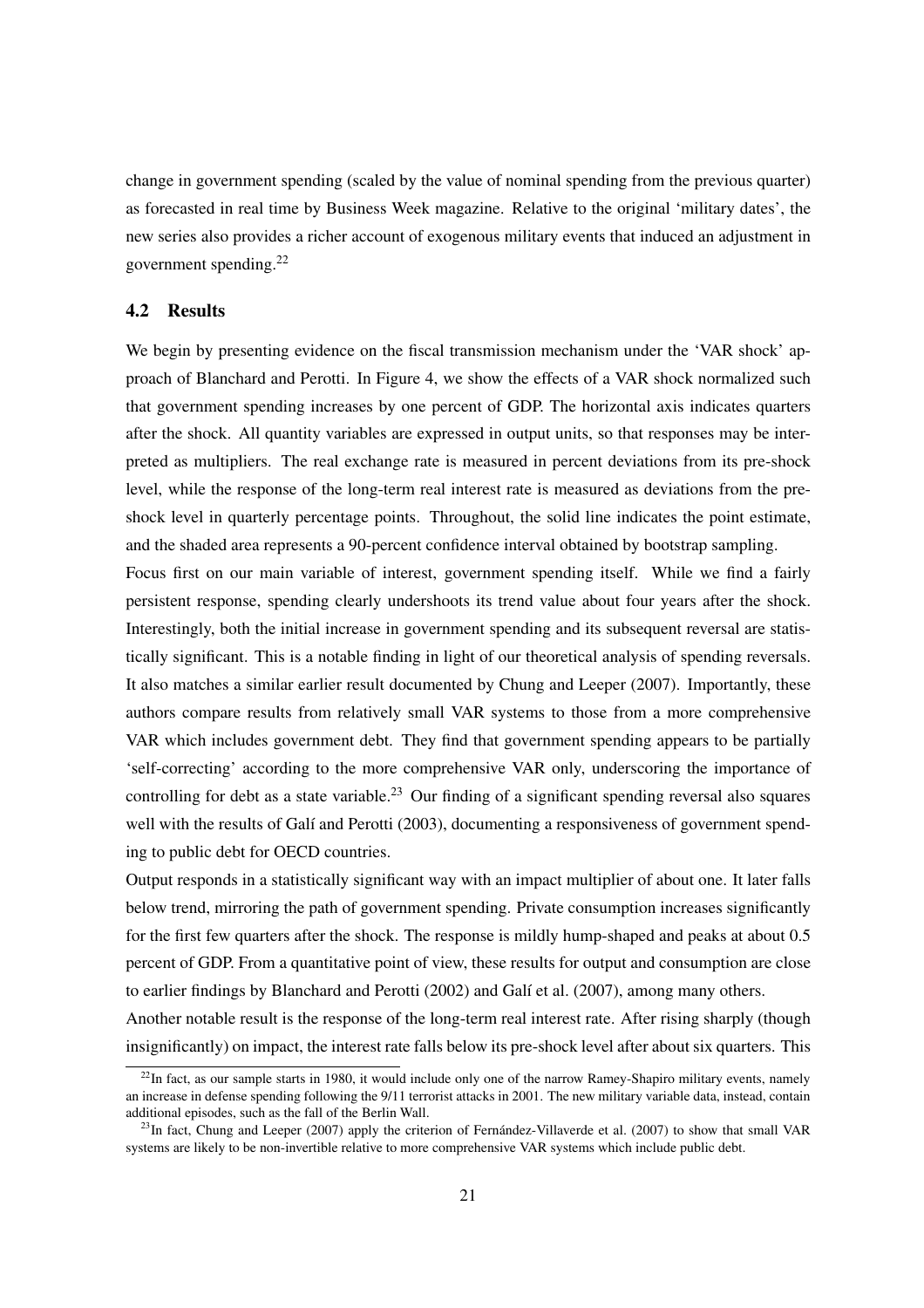change in government spending (scaled by the value of nominal spending from the previous quarter) as forecasted in real time by Business Week magazine. Relative to the original 'military dates', the new series also provides a richer account of exogenous military events that induced an adjustment in government spending.[22]

### 4.2 Results

We begin by presenting evidence on the fiscal transmission mechanism under the 'VAR shock' approach of Blanchard and Perotti. In Figure 4, we show the effects of a VAR shock normalized such that government spending increases by one percent of GDP. The horizontal axis indicates quarters after the shock. All quantity variables are expressed in output units, so that responses may be interpreted as multipliers. The real exchange rate is measured in percent deviations from its pre-shock level, while the response of the long-term real interest rate is measured as deviations from the pre-shock level in quarterly percentage points. Throughout, the solid line indicates the point estimate, and the shaded area represents a 90-percent confidence interval obtained by bootstrap sampling.

Focus first on our main variable of interest, government spending itself. While we find a fairly persistent response, spending clearly undershoots its trend value about four years after the shock. Interestingly, both the initial increase in government spending and its subsequent reversal are statistically significant. This is a notable finding in light of our theoretical analysis of spending reversals. It also matches a similar earlier result documented by Chung and Leeper (2007). Importantly, these authors compare results from relatively small VAR systems to those from a more comprehensive VAR which includes government debt. They find that government spending appears to be partially 'self-correcting' according to the more comprehensive VAR only, underscoring the importance of controlling for debt as a state variable.[23] Our finding of a significant spending reversal also squares well with the results of Galí and Perotti (2003), documenting a responsiveness of government spending to public debt for OECD countries.

Output responds in a statistically significant way with an impact multiplier of about one. It later falls below trend, mirroring the path of government spending. Private consumption increases significantly for the first few quarters after the shock. The response is mildly hump-shaped and peaks at about 0.5 percent of GDP. From a quantitative point of view, these results for output and consumption are close to earlier findings by Blanchard and Perotti (2002) and Galí et al. (2007), among many others.

Another notable result is the response of the long-term real interest rate. After rising sharply (though insignificantly) on impact, the interest rate falls below its pre-shock level after about six quarters. This

[22]In fact, as our sample starts in 1980, it would include only one of the narrow Ramey-Shapiro military events, namely an increase in defense spending following the 9/11 terrorist attacks in 2001. The new military variable data, instead, contain additional episodes, such as the fall of the Berlin Wall.

[23]In fact, Chung and Leeper (2007) apply the criterion of Fernández-Villaverde et al. (2007) to show that small VAR systems are likely to be non-invertible relative to more comprehensive VAR systems which include public debt.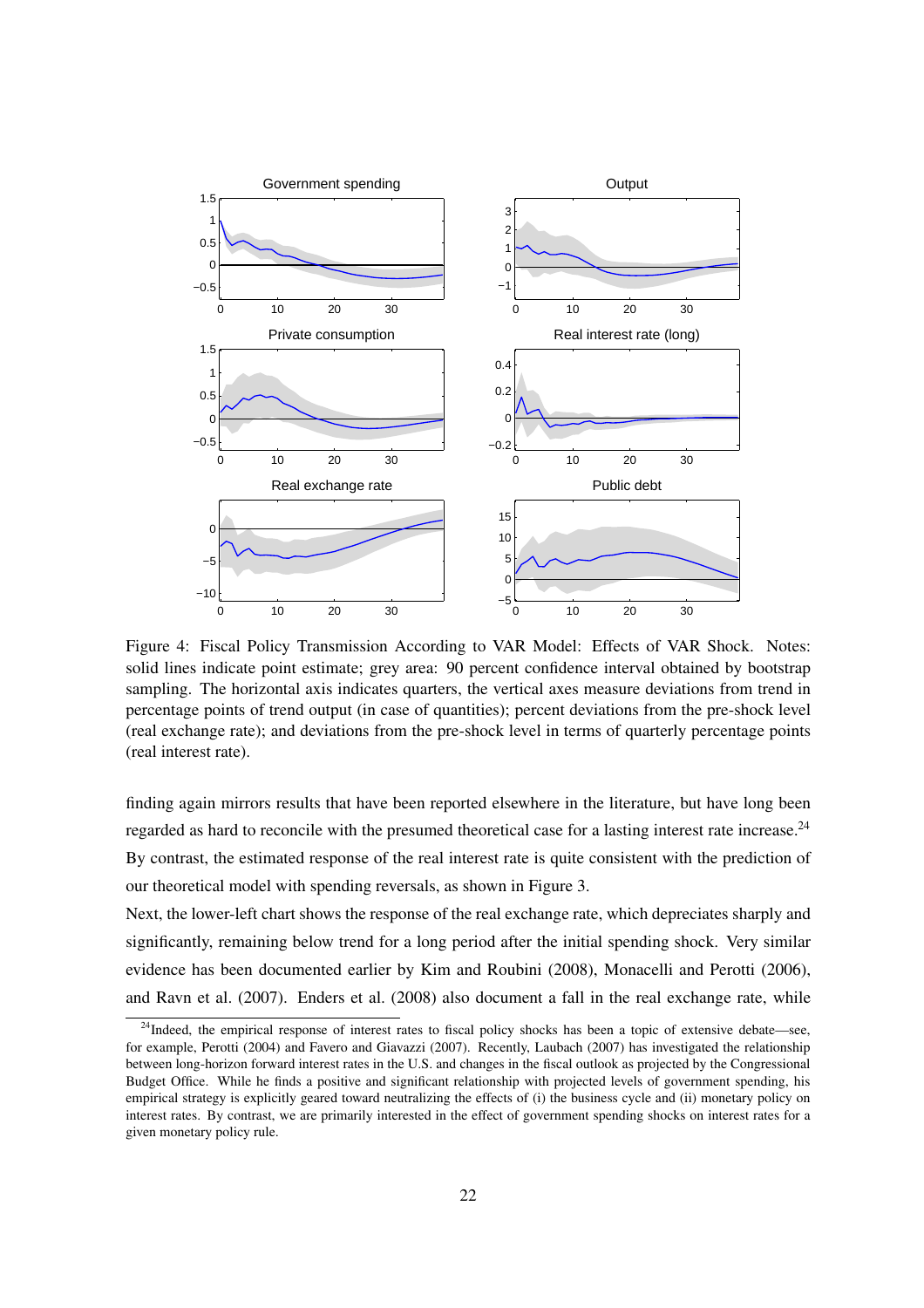Figure 4: Fiscal Policy Transmission According to VAR Model: Effects of VAR Shock. Notes: solid lines indicate point estimate; grey area: 90 percent confidence interval obtained by bootstrap sampling. The horizontal axis indicates quarters, the vertical axes measure deviations from trend in percentage points of trend output (in case of quantities); percent deviations from the pre-shock level (real exchange rate); and deviations from the pre-shock level in terms of quarterly percentage points (real interest rate).

finding again mirrors results that have been reported elsewhere in the literature, but have long been regarded as hard to reconcile with the presumed theoretical case for a lasting interest rate increase.[24] By contrast, the estimated response of the real interest rate is quite consistent with the prediction of our theoretical model with spending reversals, as shown in Figure 3.

Next, the lower-left chart shows the response of the real exchange rate, which depreciates sharply and significantly, remaining below trend for a long period after the initial spending shock. Very similar evidence has been documented earlier by Kim and Roubini (2008), Monacelli and Perotti (2006), and Ravn et al. (2007). Enders et al. (2008) also document a fall in the real exchange rate, while

[24] Indeed, the empirical response of interest rates to fiscal policy shocks has been a topic of extensive debate—see, for example, Perotti (2004) and Favero and Giavazzi (2007). Recently, Laubach (2007) has investigated the relationship between long-horizon forward interest rates in the U.S. and changes in the fiscal outlook as projected by the Congressional Budget Office. While he finds a positive and significant relationship with projected levels of government spending, his empirical strategy is explicitly geared toward neutralizing the effects of (i) the business cycle and (ii) monetary policy on interest rates. By contrast, we are primarily interested in the effect of government spending shocks on interest rates for a given monetary policy rule.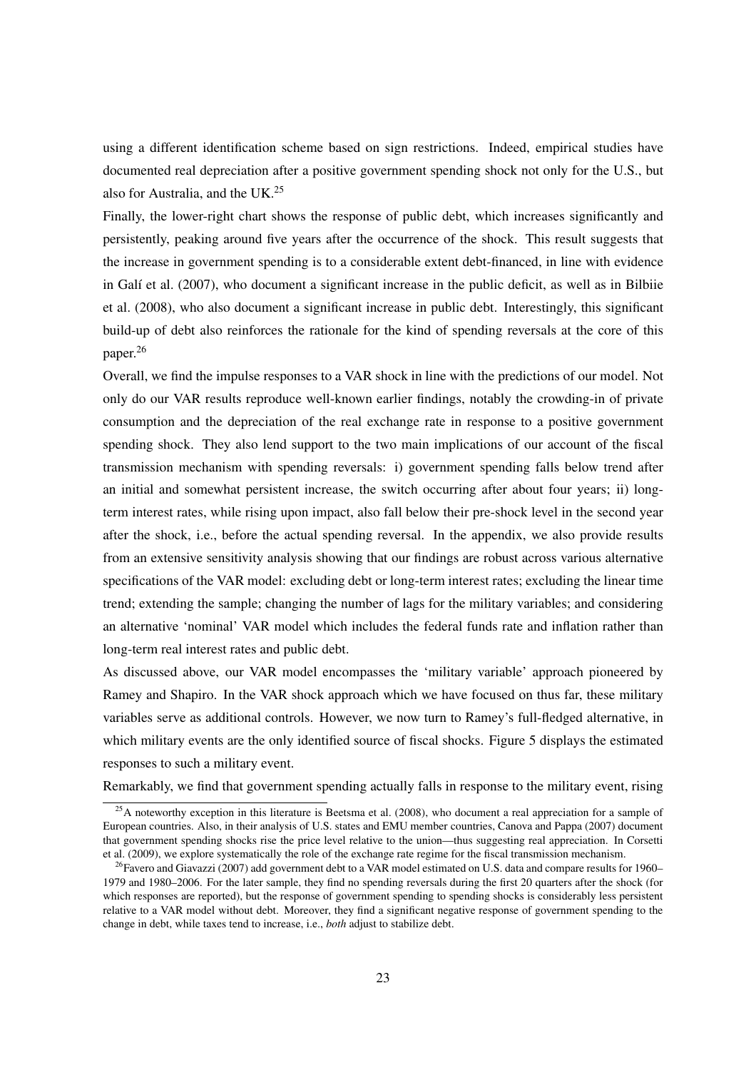using a different identification scheme based on sign restrictions. Indeed, empirical studies have documented real depreciation after a positive government spending shock not only for the U.S., but also for Australia, and the UK.[25]

Finally, the lower-right chart shows the response of public debt, which increases significantly and persistently, peaking around five years after the occurrence of the shock. This result suggests that the increase in government spending is to a considerable extent debt-financed, in line with evidence in Galí et al. (2007), who document a significant increase in the public deficit, as well as in Bilbiie et al. (2008), who also document a significant increase in public debt. Interestingly, this significant build-up of debt also reinforces the rationale for the kind of spending reversals at the core of this paper.[26]

Overall, we find the impulse responses to a VAR shock in line with the predictions of our model. Not only do our VAR results reproduce well-known earlier findings, notably the crowding-in of private consumption and the depreciation of the real exchange rate in response to a positive government spending shock. They also lend support to the two main implications of our account of the fiscal transmission mechanism with spending reversals: i) government spending falls below trend after an initial and somewhat persistent increase, the switch occurring after about four years; ii) long-term interest rates, while rising upon impact, also fall below their pre-shock level in the second year after the shock, i.e., before the actual spending reversal. In the appendix, we also provide results from an extensive sensitivity analysis showing that our findings are robust across various alternative specifications of the VAR model: excluding debt or long-term interest rates; excluding the linear time trend; extending the sample; changing the number of lags for the military variables; and considering an alternative 'nominal' VAR model which includes the federal funds rate and inflation rather than long-term real interest rates and public debt.

As discussed above, our VAR model encompasses the 'military variable' approach pioneered by Ramey and Shapiro. In the VAR shock approach which we have focused on thus far, these military variables serve as additional controls. However, we now turn to Ramey's full-fledged alternative, in which military events are the only identified source of fiscal shocks. Figure 5 displays the estimated responses to such a military event.

Remarkably, we find that government spending actually falls in response to the military event, rising

[25] A noteworthy exception in this literature is Beetsma et al. (2008), who document a real appreciation for a sample of European countries. Also, in their analysis of U.S. states and EMU member countries, Canova and Pappa (2007) document that government spending shocks rise the price level relative to the union—thus suggesting real appreciation. In Corsetti et al. (2009), we explore systematically the role of the exchange rate regime for the fiscal transmission mechanism.

[26] Favero and Giavazzi (2007) add government debt to a VAR model estimated on U.S. data and compare results for 1960–1979 and 1980–2006. For the later sample, they find no spending reversals during the first 20 quarters after the shock (for which responses are reported), but the response of government spending to spending shocks is considerably less persistent relative to a VAR model without debt. Moreover, they find a significant negative response of government spending to the change in debt, while taxes tend to increase, i.e., *both* adjust to stabilize debt.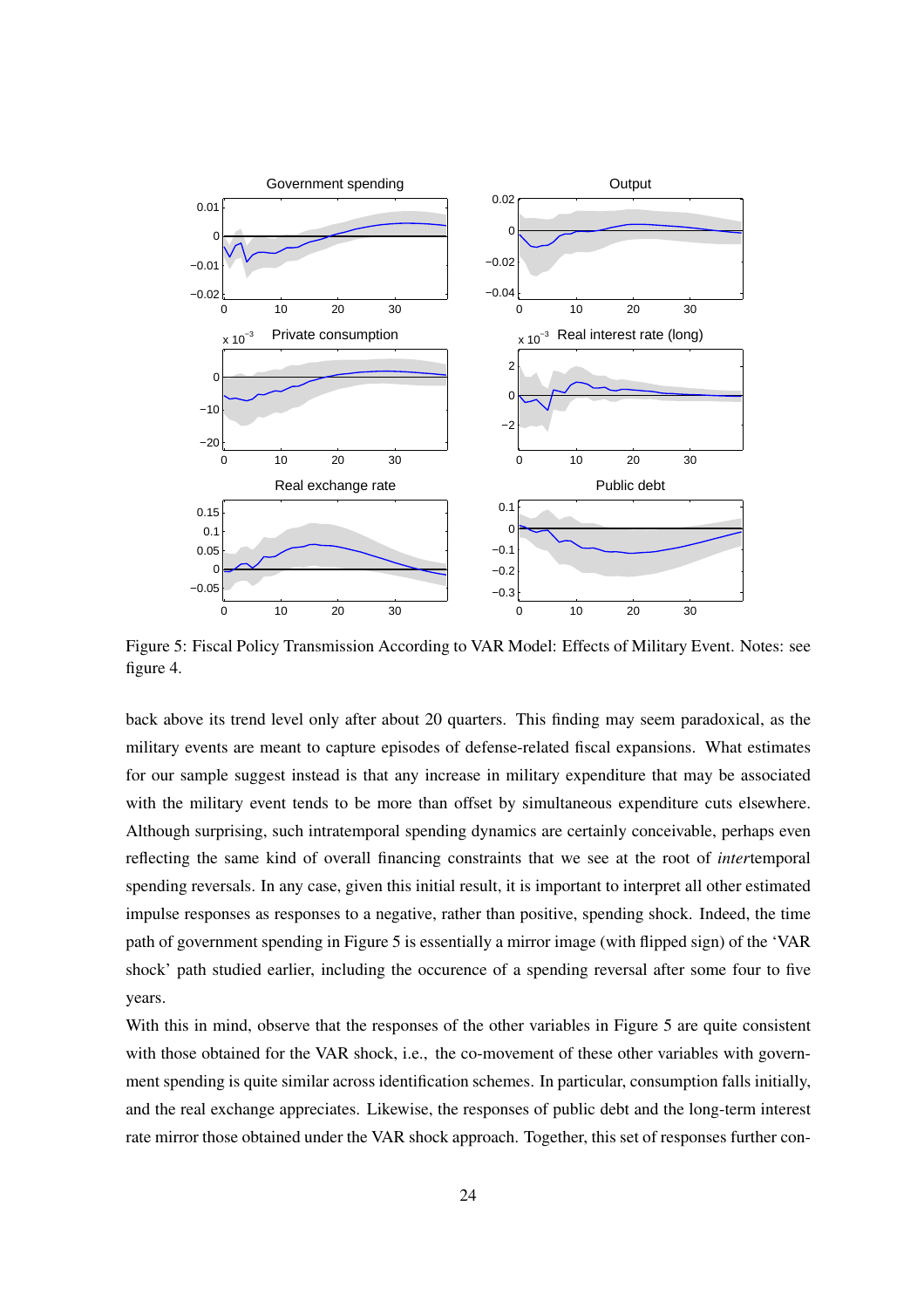Figure 5: Fiscal Policy Transmission According to VAR Model: Effects of Military Event. Notes: see figure 4.

back above its trend level only after about 20 quarters. This finding may seem paradoxical, as the military events are meant to capture episodes of defense-related fiscal expansions. What estimates for our sample suggest instead is that any increase in military expenditure that may be associated with the military event tends to be more than offset by simultaneous expenditure cuts elsewhere. Although surprising, such intratemporal spending dynamics are certainly conceivable, perhaps even reflecting the same kind of overall financing constraints that we see at the root of *inter*temporal spending reversals. In any case, given this initial result, it is important to interpret all other estimated impulse responses as responses to a negative, rather than positive, spending shock. Indeed, the time path of government spending in Figure 5 is essentially a mirror image (with flipped sign) of the 'VAR shock' path studied earlier, including the occurence of a spending reversal after some four to five years.

With this in mind, observe that the responses of the other variables in Figure 5 are quite consistent with those obtained for the VAR shock, i.e., the co-movement of these other variables with government spending is quite similar across identification schemes. In particular, consumption falls initially, and the real exchange appreciates. Likewise, the responses of public debt and the long-term interest rate mirror those obtained under the VAR shock approach. Together, this set of responses further con-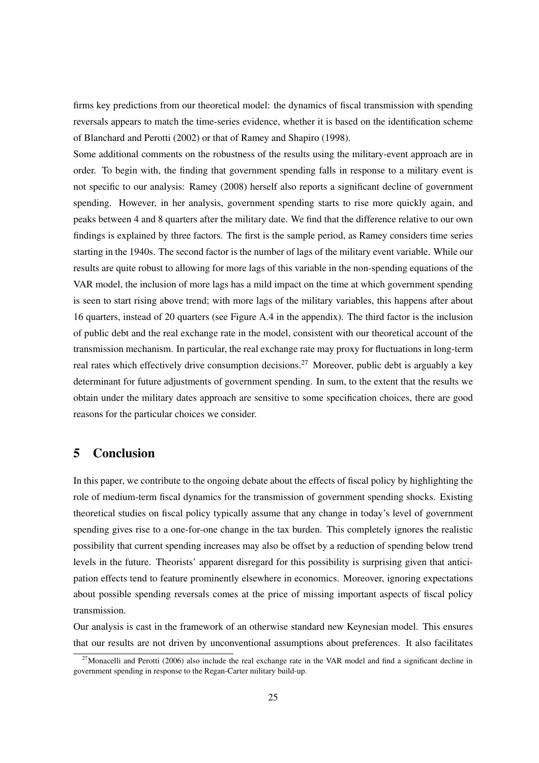firms key predictions from our theoretical model: the dynamics of fiscal transmission with spending reversals appears to match the time-series evidence, whether it is based on the identification scheme of Blanchard and Perotti (2002) or that of Ramey and Shapiro (1998).

Some additional comments on the robustness of the results using the military-event approach are in order. To begin with, the finding that government spending falls in response to a military event is not specific to our analysis: Ramey (2008) herself also reports a significant decline of government spending. However, in her analysis, government spending starts to rise more quickly again, and peaks between 4 and 8 quarters after the military date. We find that the difference relative to our own findings is explained by three factors. The first is the sample period, as Ramey considers time series starting in the 1940s. The second factor is the number of lags of the military event variable. While our results are quite robust to allowing for more lags of this variable in the non-spending equations of the VAR model, the inclusion of more lags has a mild impact on the time at which government spending is seen to start rising above trend; with more lags of the military variables, this happens after about 16 quarters, instead of 20 quarters (see Figure A.4 in the appendix). The third factor is the inclusion of public debt and the real exchange rate in the model, consistent with our theoretical account of the transmission mechanism. In particular, the real exchange rate may proxy for fluctuations in long-term real rates which effectively drive consumption decisions.[27] Moreover, public debt is arguably a key determinant for future adjustments of government spending. In sum, to the extent that the results we obtain under the military dates approach are sensitive to some specification choices, there are good reasons for the particular choices we consider.

## 5 Conclusion

In this paper, we contribute to the ongoing debate about the effects of fiscal policy by highlighting the role of medium-term fiscal dynamics for the transmission of government spending shocks. Existing theoretical studies on fiscal policy typically assume that any change in today's level of government spending gives rise to a one-for-one change in the tax burden. This completely ignores the realistic possibility that current spending increases may also be offset by a reduction of spending below trend levels in the future. Theorists' apparent disregard for this possibility is surprising given that anticipation effects tend to feature prominently elsewhere in economics. Moreover, ignoring expectations about possible spending reversals comes at the price of missing important aspects of fiscal policy transmission.

Our analysis is cast in the framework of an otherwise standard new Keynesian model. This ensures that our results are not driven by unconventional assumptions about preferences. It also facilitates

[27] Monacelli and Perotti (2006) also include the real exchange rate in the VAR model and find a significant decline in government spending in response to the Regan-Carter military build-up.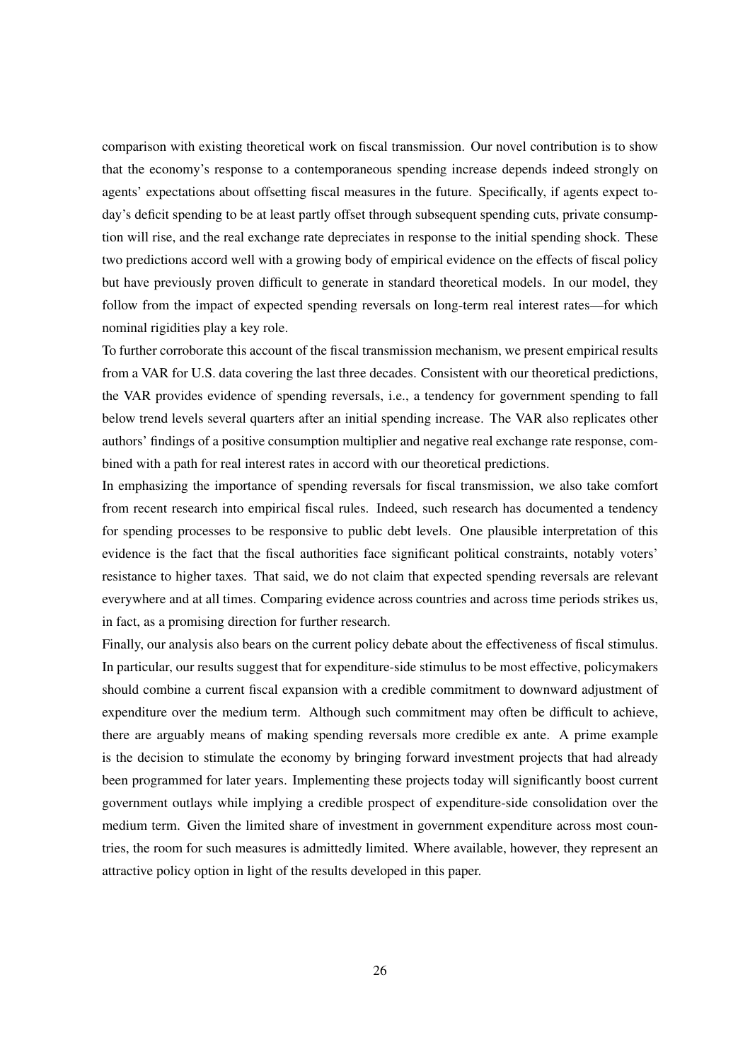comparison with existing theoretical work on fiscal transmission. Our novel contribution is to show that the economy's response to a contemporaneous spending increase depends indeed strongly on agents' expectations about offsetting fiscal measures in the future. Specifically, if agents expect today's deficit spending to be at least partly offset through subsequent spending cuts, private consumption will rise, and the real exchange rate depreciates in response to the initial spending shock. These two predictions accord well with a growing body of empirical evidence on the effects of fiscal policy but have previously proven difficult to generate in standard theoretical models. In our model, they follow from the impact of expected spending reversals on long-term real interest rates—for which nominal rigidities play a key role.

To further corroborate this account of the fiscal transmission mechanism, we present empirical results from a VAR for U.S. data covering the last three decades. Consistent with our theoretical predictions, the VAR provides evidence of spending reversals, i.e., a tendency for government spending to fall below trend levels several quarters after an initial spending increase. The VAR also replicates other authors' findings of a positive consumption multiplier and negative real exchange rate response, combined with a path for real interest rates in accord with our theoretical predictions.

In emphasizing the importance of spending reversals for fiscal transmission, we also take comfort from recent research into empirical fiscal rules. Indeed, such research has documented a tendency for spending processes to be responsive to public debt levels. One plausible interpretation of this evidence is the fact that the fiscal authorities face significant political constraints, notably voters' resistance to higher taxes. That said, we do not claim that expected spending reversals are relevant everywhere and at all times. Comparing evidence across countries and across time periods strikes us, in fact, as a promising direction for further research.

Finally, our analysis also bears on the current policy debate about the effectiveness of fiscal stimulus. In particular, our results suggest that for expenditure-side stimulus to be most effective, policymakers should combine a current fiscal expansion with a credible commitment to downward adjustment of expenditure over the medium term. Although such commitment may often be difficult to achieve, there are arguably means of making spending reversals more credible ex ante. A prime example is the decision to stimulate the economy by bringing forward investment projects that had already been programmed for later years. Implementing these projects today will significantly boost current government outlays while implying a credible prospect of expenditure-side consolidation over the medium term. Given the limited share of investment in government expenditure across most countries, the room for such measures is admittedly limited. Where available, however, they represent an attractive policy option in light of the results developed in this paper.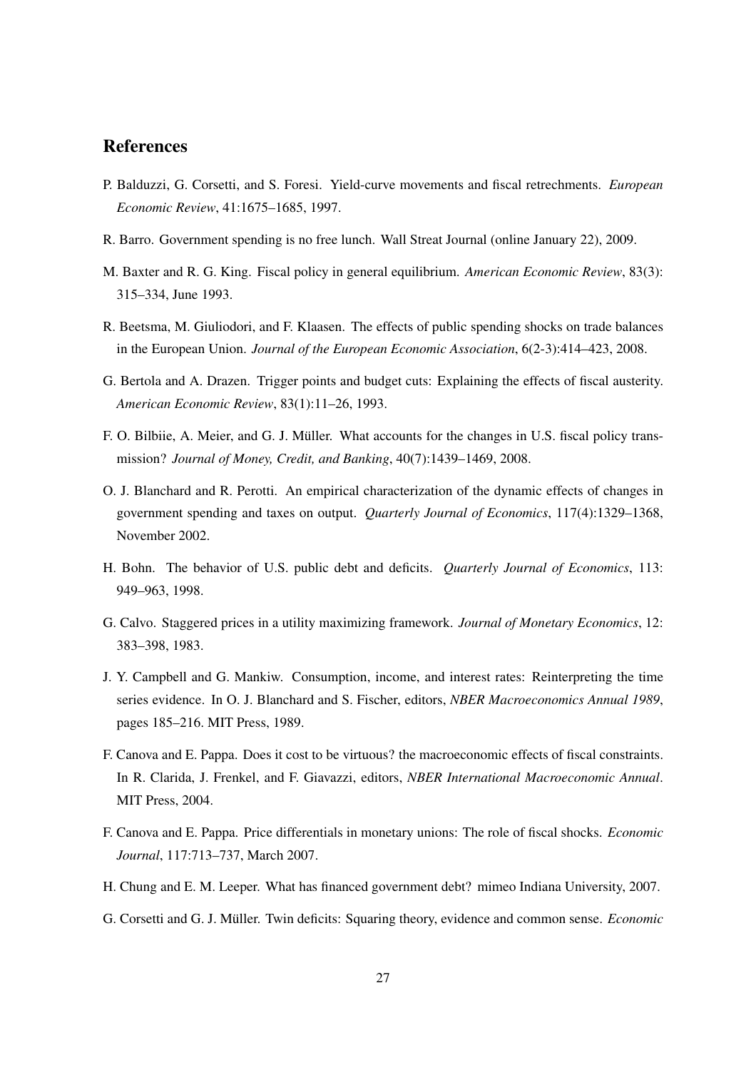## References

P. Balduzzi, G. Corsetti, and S. Foresi. Yield-curve movements and fiscal retrechments. *European Economic Review*, 41:1675–1685, 1997.

R. Barro. Government spending is no free lunch. Wall Streat Journal (online January 22), 2009.

M. Baxter and R. G. King. Fiscal policy in general equilibrium. *American Economic Review*, 83(3): 315–334, June 1993.

R. Beetsma, M. Giuliodori, and F. Klaasen. The effects of public spending shocks on trade balances in the European Union. *Journal of the European Economic Association*, 6(2-3):414–423, 2008.

G. Bertola and A. Drazen. Trigger points and budget cuts: Explaining the effects of fiscal austerity. *American Economic Review*, 83(1):11–26, 1993.

F. O. Bilbiie, A. Meier, and G. J. Müller. What accounts for the changes in U.S. fiscal policy transmission? *Journal of Money, Credit, and Banking*, 40(7):1439–1469, 2008.

O. J. Blanchard and R. Perotti. An empirical characterization of the dynamic effects of changes in government spending and taxes on output. *Quarterly Journal of Economics*, 117(4):1329–1368, November 2002.

H. Bohn. The behavior of U.S. public debt and deficits. *Quarterly Journal of Economics*, 113: 949–963, 1998.

G. Calvo. Staggered prices in a utility maximizing framework. *Journal of Monetary Economics*, 12: 383–398, 1983.

J. Y. Campbell and G. Mankiw. Consumption, income, and interest rates: Reinterpreting the time series evidence. In O. J. Blanchard and S. Fischer, editors, *NBER Macroeconomics Annual 1989*, pages 185–216. MIT Press, 1989.

F. Canova and E. Pappa. Does it cost to be virtuous? the macroeconomic effects of fiscal constraints. In R. Clarida, J. Frenkel, and F. Giavazzi, editors, *NBER International Macroeconomic Annual*. MIT Press, 2004.

F. Canova and E. Pappa. Price differentials in monetary unions: The role of fiscal shocks. *Economic Journal*, 117:713–737, March 2007.

H. Chung and E. M. Leeper. What has financed government debt? mimeo Indiana University, 2007.

G. Corsetti and G. J. Müller. Twin deficits: Squaring theory, evidence and common sense. *Economic*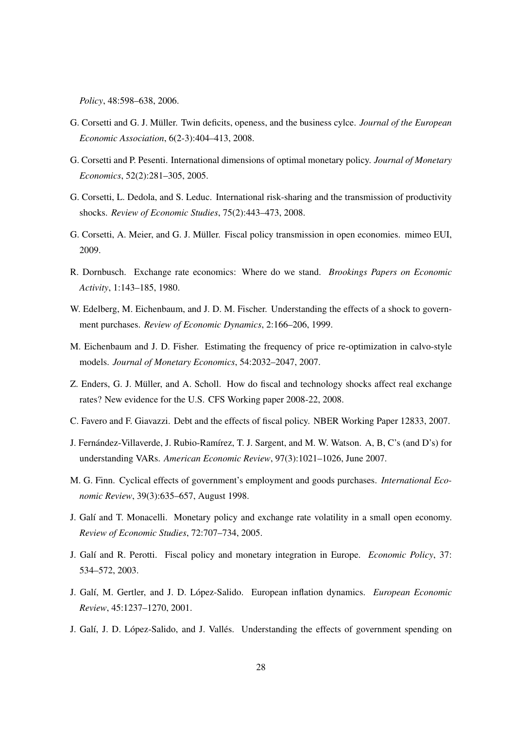*Policy*, 48:598–638, 2006.

G. Corsetti and G. J. Müller. Twin deficits, openess, and the business cylce. *Journal of the European Economic Association*, 6(2-3):404–413, 2008.

G. Corsetti and P. Pesenti. International dimensions of optimal monetary policy. *Journal of Monetary Economics*, 52(2):281–305, 2005.

G. Corsetti, L. Dedola, and S. Leduc. International risk-sharing and the transmission of productivity shocks. *Review of Economic Studies*, 75(2):443–473, 2008.

G. Corsetti, A. Meier, and G. J. Müller. Fiscal policy transmission in open economies. mimeo EUI, 2009.

R. Dornbusch. Exchange rate economics: Where do we stand. *Brookings Papers on Economic Activity*, 1:143–185, 1980.

W. Edelberg, M. Eichenbaum, and J. D. M. Fischer. Understanding the effects of a shock to government purchases. *Review of Economic Dynamics*, 2:166–206, 1999.

M. Eichenbaum and J. D. Fisher. Estimating the frequency of price re-optimization in calvo-style models. *Journal of Monetary Economics*, 54:2032–2047, 2007.

Z. Enders, G. J. Müller, and A. Scholl. How do fiscal and technology shocks affect real exchange rates? New evidence for the U.S. CFS Working paper 2008-22, 2008.

C. Favero and F. Giavazzi. Debt and the effects of fiscal policy. NBER Working Paper 12833, 2007.

J. Fernández-Villaverde, J. Rubio-Ramírez, T. J. Sargent, and M. W. Watson. A, B, C's (and D's) for understanding VARs. *American Economic Review*, 97(3):1021–1026, June 2007.

M. G. Finn. Cyclical effects of government's employment and goods purchases. *International Economic Review*, 39(3):635–657, August 1998.

J. Galí and T. Monacelli. Monetary policy and exchange rate volatility in a small open economy. *Review of Economic Studies*, 72:707–734, 2005.

J. Galí and R. Perotti. Fiscal policy and monetary integration in Europe. *Economic Policy*, 37: 534–572, 2003.

J. Galí, M. Gertler, and J. D. López-Salido. European inflation dynamics. *European Economic Review*, 45:1237–1270, 2001.

J. Galí, J. D. López-Salido, and J. Vallés. Understanding the effects of government spending on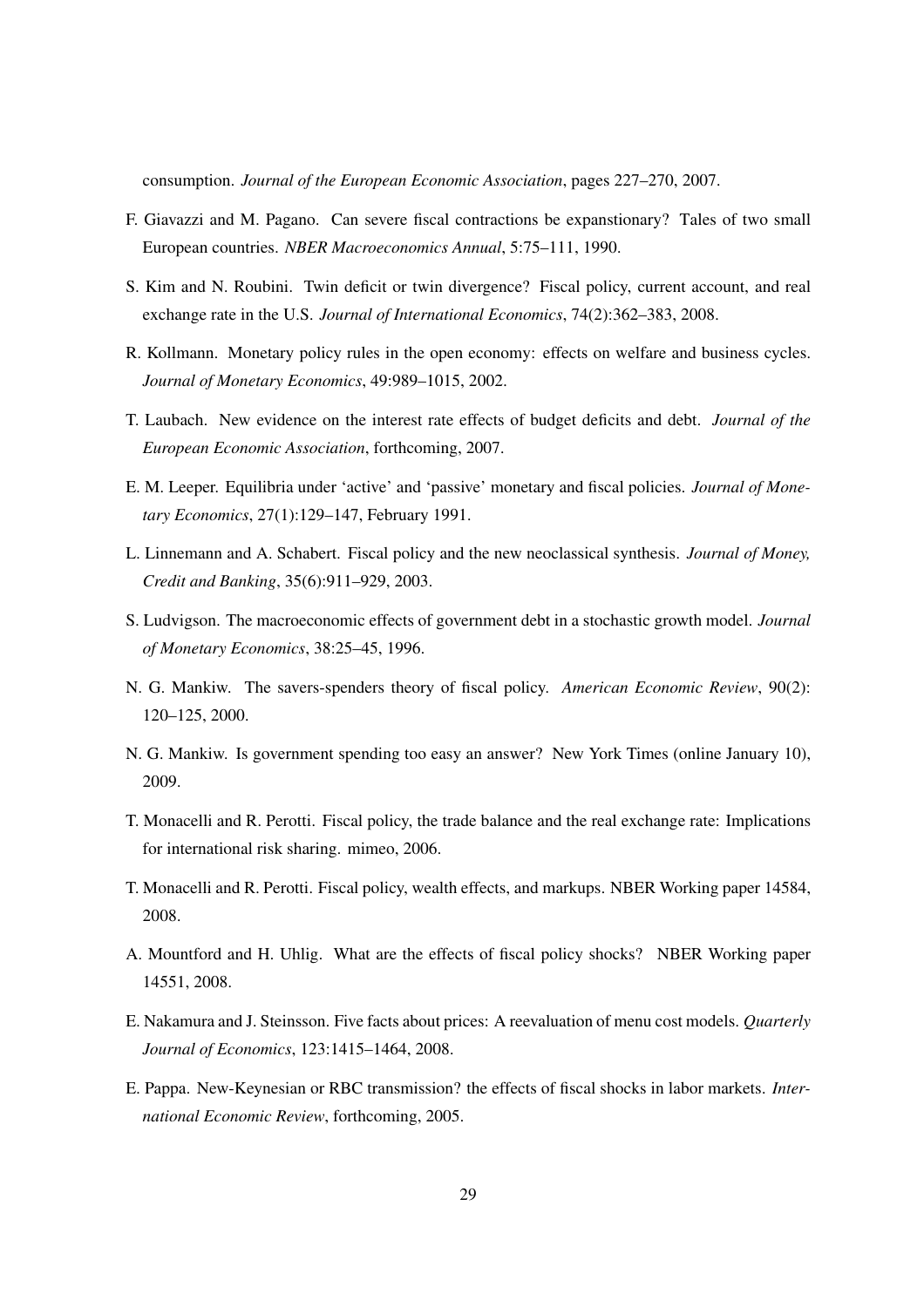consumption. *Journal of the European Economic Association*, pages 227–270, 2007.

F. Giavazzi and M. Pagano. Can severe fiscal contractions be expanstionary? Tales of two small European countries. *NBER Macroeconomics Annual*, 5:75–111, 1990.

S. Kim and N. Roubini. Twin deficit or twin divergence? Fiscal policy, current account, and real exchange rate in the U.S. *Journal of International Economics*, 74(2):362–383, 2008.

R. Kollmann. Monetary policy rules in the open economy: effects on welfare and business cycles. *Journal of Monetary Economics*, 49:989–1015, 2002.

T. Laubach. New evidence on the interest rate effects of budget deficits and debt. *Journal of the European Economic Association*, forthcoming, 2007.

E. M. Leeper. Equilibria under 'active' and 'passive' monetary and fiscal policies. *Journal of Monetary Economics*, 27(1):129–147, February 1991.

L. Linnemann and A. Schabert. Fiscal policy and the new neoclassical synthesis. *Journal of Money, Credit and Banking*, 35(6):911–929, 2003.

S. Ludvigson. The macroeconomic effects of government debt in a stochastic growth model. *Journal of Monetary Economics*, 38:25–45, 1996.

N. G. Mankiw. The savers-spenders theory of fiscal policy. *American Economic Review*, 90(2): 120–125, 2000.

N. G. Mankiw. Is government spending too easy an answer? New York Times (online January 10), 2009.

T. Monacelli and R. Perotti. Fiscal policy, the trade balance and the real exchange rate: Implications for international risk sharing. mimeo, 2006.

T. Monacelli and R. Perotti. Fiscal policy, wealth effects, and markups. NBER Working paper 14584, 2008.

A. Mountford and H. Uhlig. What are the effects of fiscal policy shocks? NBER Working paper 14551, 2008.

E. Nakamura and J. Steinsson. Five facts about prices: A reevaluation of menu cost models. *Quarterly Journal of Economics*, 123:1415–1464, 2008.

E. Pappa. New-Keynesian or RBC transmission? the effects of fiscal shocks in labor markets. *International Economic Review*, forthcoming, 2005.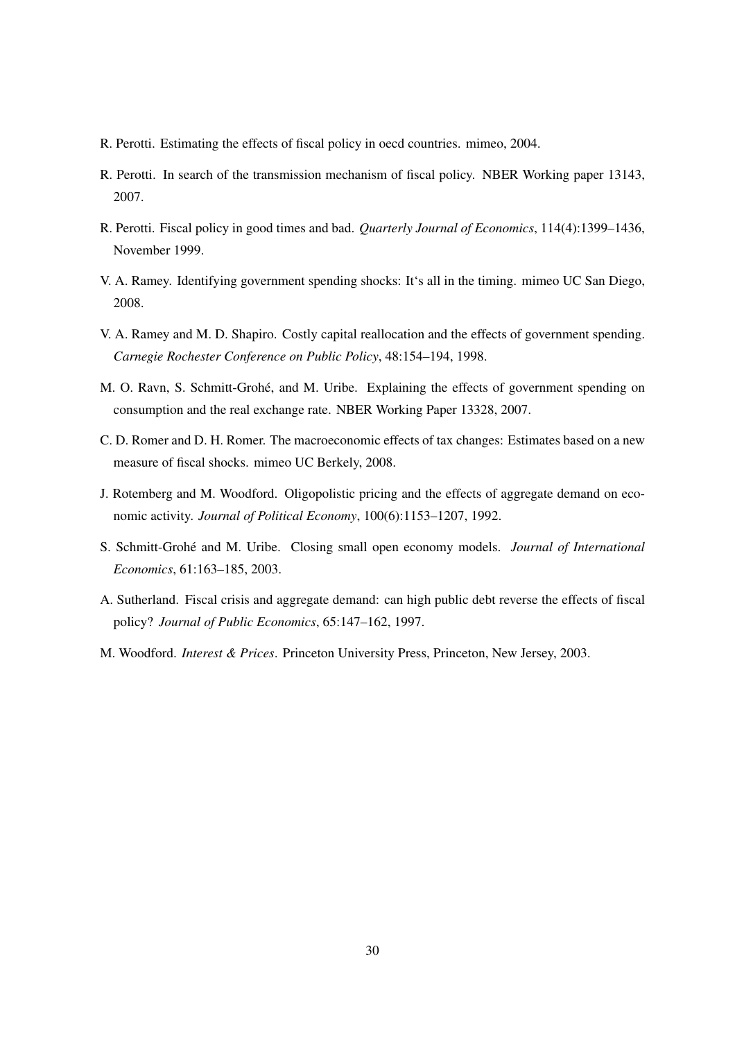R. Perotti. Estimating the effects of fiscal policy in oecd countries. mimeo, 2004.

R. Perotti. In search of the transmission mechanism of fiscal policy. NBER Working paper 13143, 2007.

R. Perotti. Fiscal policy in good times and bad. *Quarterly Journal of Economics*, 114(4):1399–1436, November 1999.

V. A. Ramey. Identifying government spending shocks: It's all in the timing. mimeo UC San Diego, 2008.

V. A. Ramey and M. D. Shapiro. Costly capital reallocation and the effects of government spending. *Carnegie Rochester Conference on Public Policy*, 48:154–194, 1998.

M. O. Ravn, S. Schmitt-Grohé, and M. Uribe. Explaining the effects of government spending on consumption and the real exchange rate. NBER Working Paper 13328, 2007.

C. D. Romer and D. H. Romer. The macroeconomic effects of tax changes: Estimates based on a new measure of fiscal shocks. mimeo UC Berkely, 2008.

J. Rotemberg and M. Woodford. Oligopolistic pricing and the effects of aggregate demand on economic activity. *Journal of Political Economy*, 100(6):1153–1207, 1992.

S. Schmitt-Grohé and M. Uribe. Closing small open economy models. *Journal of International Economics*, 61:163–185, 2003.

A. Sutherland. Fiscal crisis and aggregate demand: can high public debt reverse the effects of fiscal policy? *Journal of Public Economics*, 65:147–162, 1997.

M. Woodford. *Interest & Prices*. Princeton University Press, Princeton, New Jersey, 2003.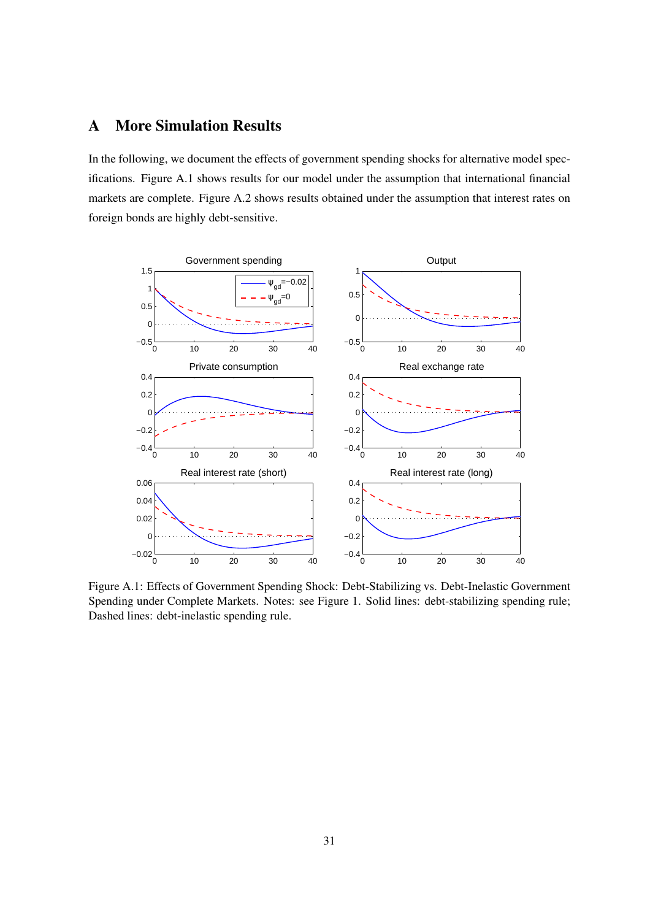# A More Simulation Results

In the following, we document the effects of government spending shocks for alternative model specifications. Figure A.1 shows results for our model under the assumption that international financial markets are complete. Figure A.2 shows results obtained under the assumption that interest rates on foreign bonds are highly debt-sensitive.

Figure A.1: Effects of Government Spending Shock: Debt-Stabilizing vs. Debt-Inelastic Government Spending under Complete Markets. Notes: see Figure 1. Solid lines: debt-stabilizing spending rule; Dashed lines: debt-inelastic spending rule.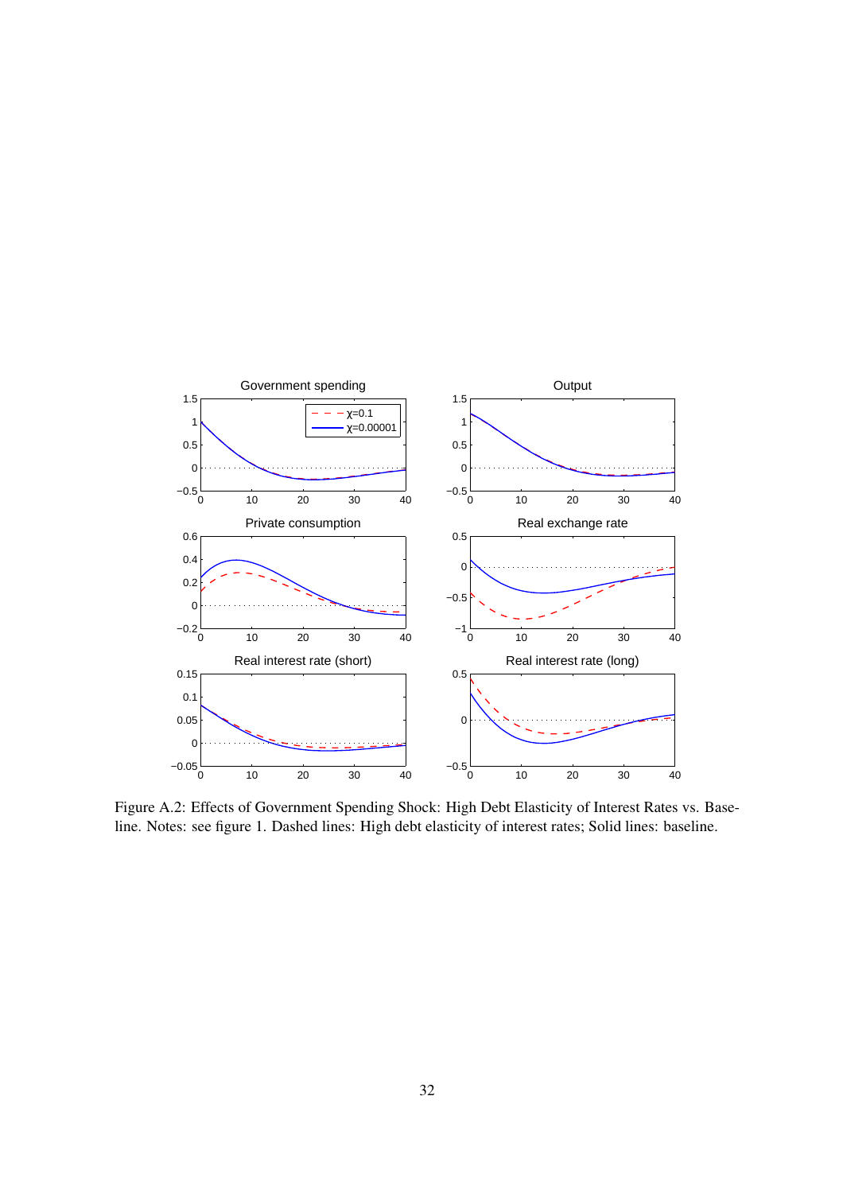Figure A.2: Effects of Government Spending Shock: High Debt Elasticity of Interest Rates vs. Baseline. Notes: see figure 1. Dashed lines: High debt elasticity of interest rates; Solid lines: baseline.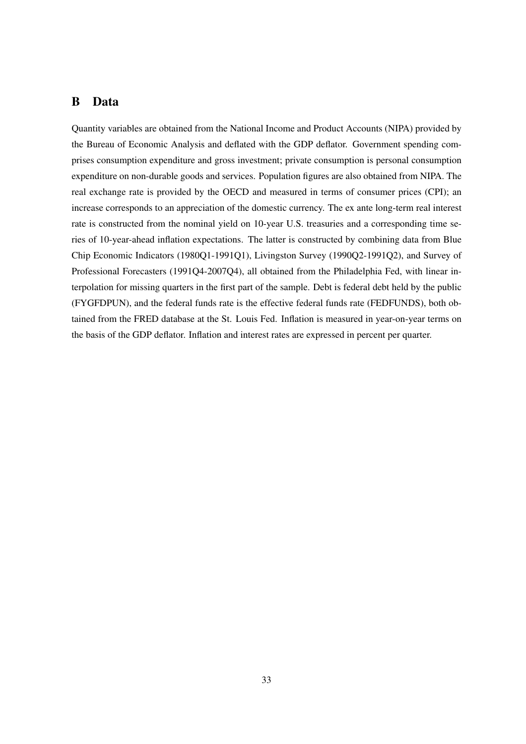# B Data

Quantity variables are obtained from the National Income and Product Accounts (NIPA) provided by the Bureau of Economic Analysis and deflated with the GDP deflator. Government spending comprises consumption expenditure and gross investment; private consumption is personal consumption expenditure on non-durable goods and services. Population figures are also obtained from NIPA. The real exchange rate is provided by the OECD and measured in terms of consumer prices (CPI); an increase corresponds to an appreciation of the domestic currency. The ex ante long-term real interest rate is constructed from the nominal yield on 10-year U.S. treasuries and a corresponding time series of 10-year-ahead inflation expectations. The latter is constructed by combining data from Blue Chip Economic Indicators (1980Q1-1991Q1), Livingston Survey (1990Q2-1991Q2), and Survey of Professional Forecasters (1991Q4-2007Q4), all obtained from the Philadelphia Fed, with linear interpolation for missing quarters in the first part of the sample. Debt is federal debt held by the public (FYGFDPUN), and the federal funds rate is the effective federal funds rate (FEDFUNDS), both obtained from the FRED database at the St. Louis Fed. Inflation is measured in year-on-year terms on the basis of the GDP deflator. Inflation and interest rates are expressed in percent per quarter.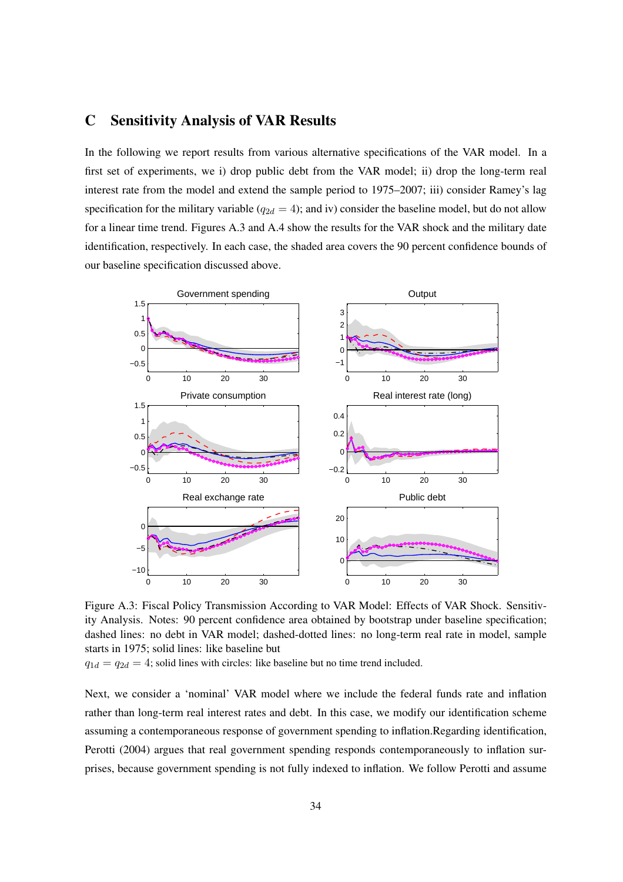## C Sensitivity Analysis of VAR Results

In the following we report results from various alternative specifications of the VAR model. In a first set of experiments, we i) drop public debt from the VAR model; ii) drop the long-term real interest rate from the model and extend the sample period to 1975–2007; iii) consider Ramey's lag specification for the military variable ($q_{2d} = 4$); and iv) consider the baseline model, but do not allow for a linear time trend. Figures A.3 and A.4 show the results for the VAR shock and the military date identification, respectively. In each case, the shaded area covers the 90 percent confidence bounds of our baseline specification discussed above.

Figure A.3: Fiscal Policy Transmission According to VAR Model: Effects of VAR Shock. Sensitivity Analysis. Notes: 90 percent confidence area obtained by bootstrap under baseline specification; dashed lines: no debt in VAR model; dashed-dotted lines: no long-term real rate in model, sample starts in 1975; solid lines: like baseline but $q_{1d} = q_{2d} = 4$; solid lines with circles: like baseline but no time trend included.

Next, we consider a 'nominal' VAR model where we include the federal funds rate and inflation rather than long-term real interest rates and debt. In this case, we modify our identification scheme assuming a contemporaneous response of government spending to inflation.Regarding identification, Perotti (2004) argues that real government spending responds contemporaneously to inflation surprises, because government spending is not fully indexed to inflation. We follow Perotti and assume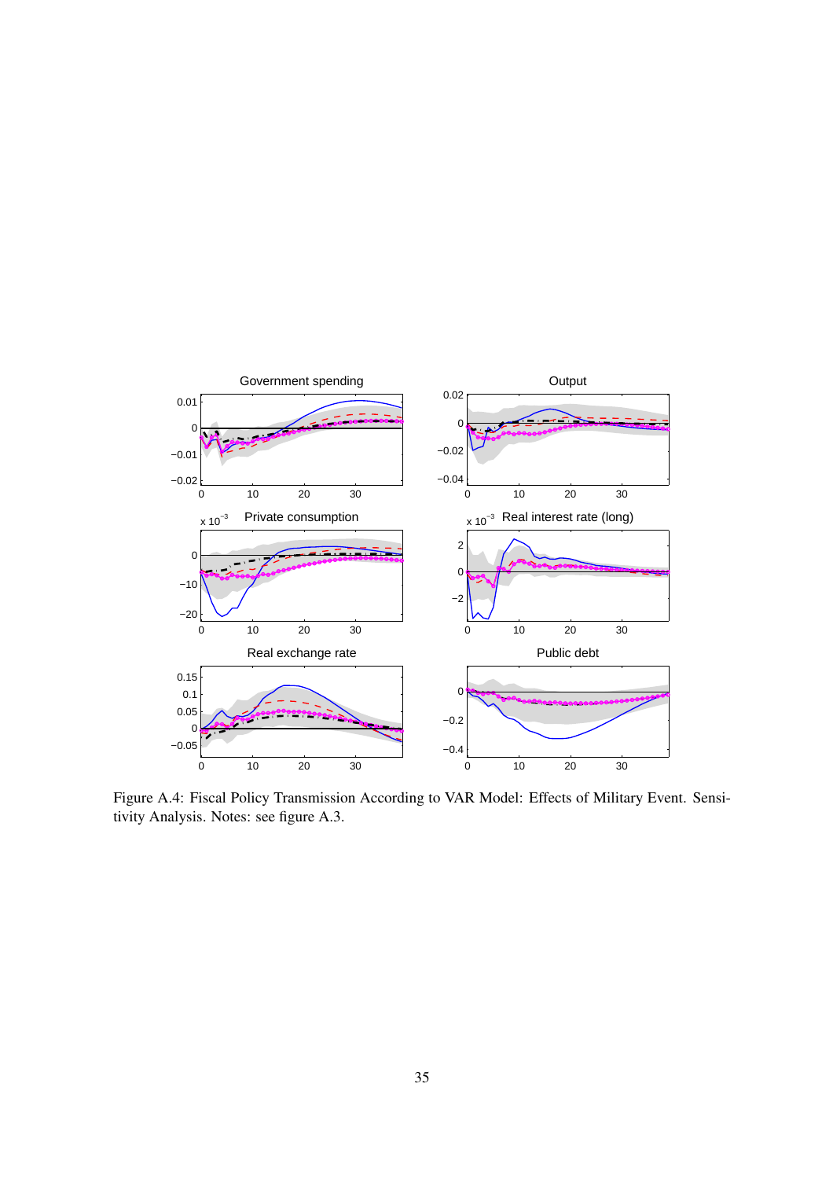Figure A.4: Fiscal Policy Transmission According to VAR Model: Effects of Military Event. Sensitivity Analysis. Notes: see figure A.3.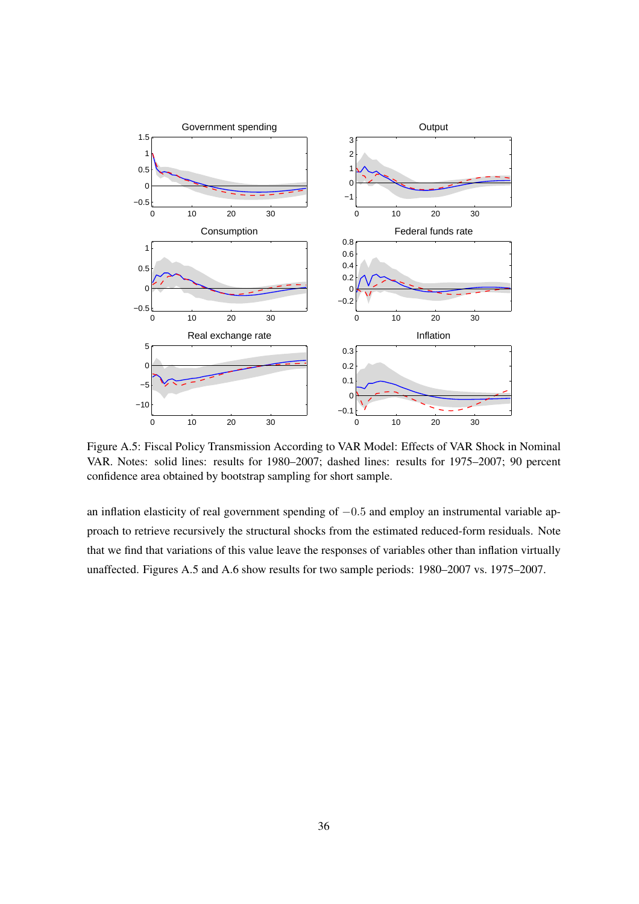Figure A.5: Fiscal Policy Transmission According to VAR Model: Effects of VAR Shock in Nominal VAR. Notes: solid lines: results for 1980–2007; dashed lines: results for 1975–2007; 90 percent confidence area obtained by bootstrap sampling for short sample.

an inflation elasticity of real government spending of $-0.5$ and employ an instrumental variable approach to retrieve recursively the structural shocks from the estimated reduced-form residuals. Note that we find that variations of this value leave the responses of variables other than inflation virtually unaffected. Figures A.5 and A.6 show results for two sample periods: 1980–2007 vs. 1975–2007.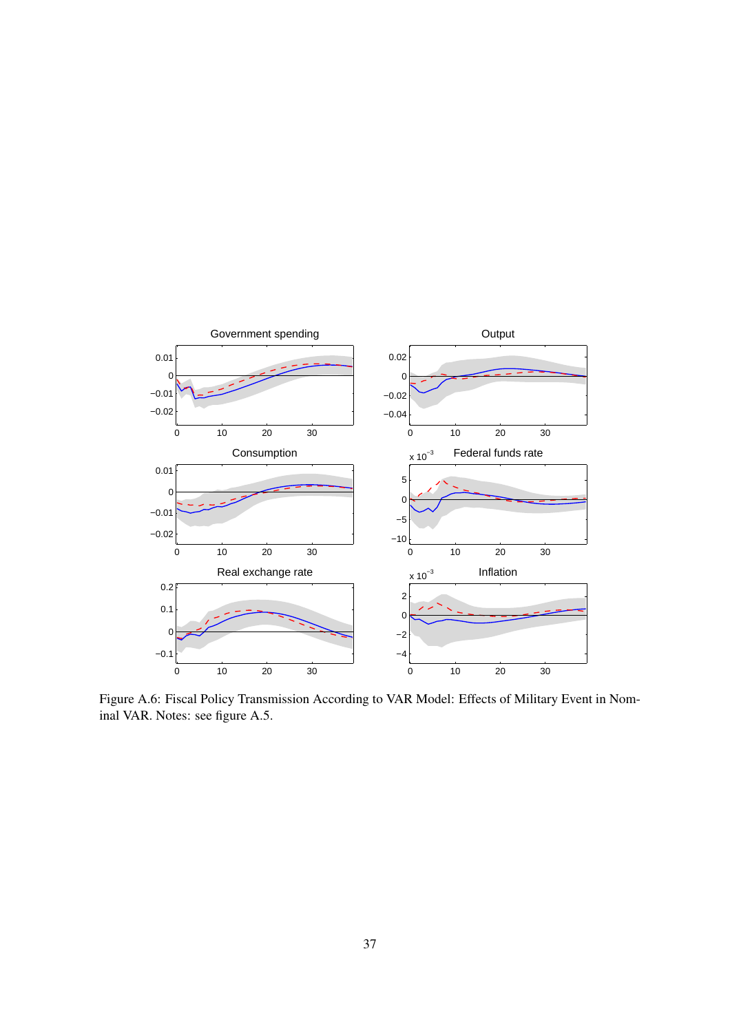Government spending

0.01
0
−0.01
−0.02
0 10 20 30

Output

0.02
0
−0.02
−0.04
0 10 20 30

Consumption

0.01
0
−0.01
−0.02
0 10 20 30

x $10^{-3}$ Federal funds rate

5
0
−5
−10
0 10 20 30

Real exchange rate

0.2
0.1
0
−0.1
0 10 20 30

x $10^{-3}$ Inflation

2
0
−2
−4
0 10 20 30

Figure A.6: Fiscal Policy Transmission According to VAR Model: Effects of Military Event in Nominal VAR. Notes: see figure A.5.